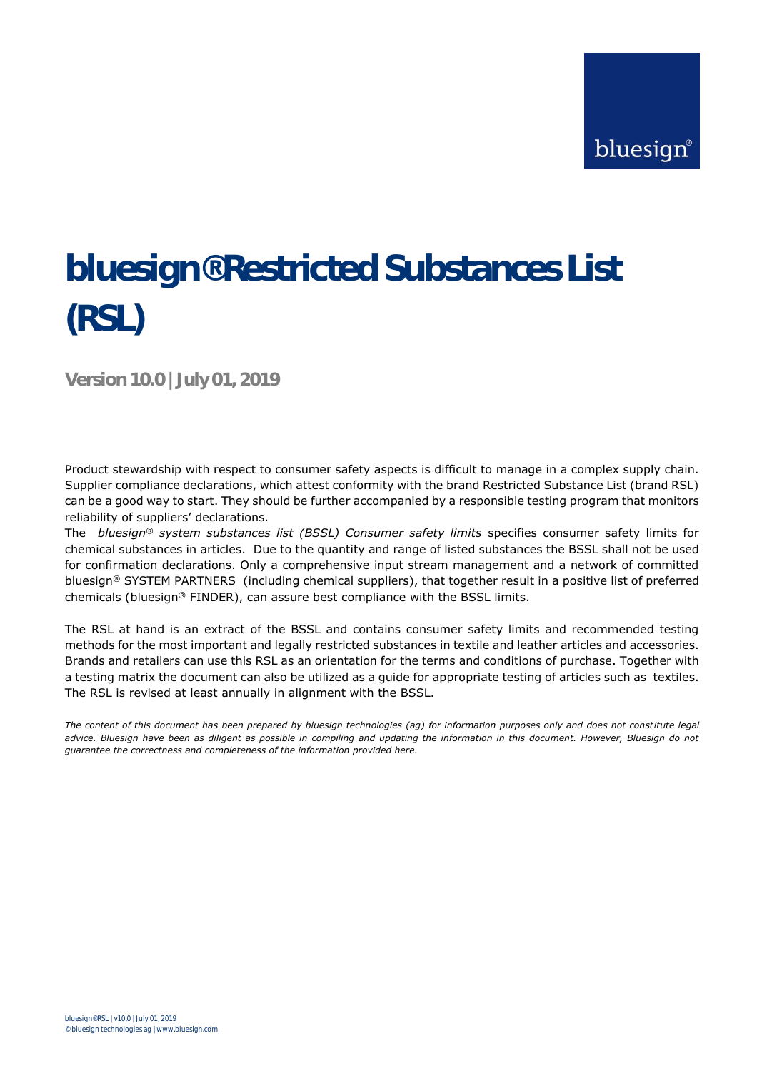bluesign®

# bluesign® Restricted Substances List (RSL)

**Version 10.0 | July 01, 2019**

Product stewardship with respect to consumer safety aspects is difficult to manage in a complex supply chain. Supplier compliance declarations, which attest conformity with the brand Restricted Substance List (brand RSL) can be a good way to start. They should be further accompanied by a responsible testing program that monitors reliability of suppliers' declarations.

The *bluesign® system substances list (BSSL) Consumer safety limits* specifies consumer safety limits for chemical substances in articles. Due to the quantity and range of listed substances the BSSL shall not be used for confirmation declarations. Only a comprehensive input stream management and a network of committed bluesign® SYSTEM PARTNERS (including chemical suppliers), that together result in a positive list of preferred chemicals (bluesign® FINDER), can assure best compliance with the BSSL limits.

The RSL at hand is an extract of the BSSL and contains consumer safety limits and recommended testing methods for the most important and legally restricted substances in textile and leather articles and accessories. Brands and retailers can use this RSL as an orientation for the terms and conditions of purchase. Together with a testing matrix the document can also be utilized as a guide for appropriate testing of articles such as textiles. The RSL is revised at least annually in alignment with the BSSL.

*The content of this document has been prepared by bluesign technologies (ag) for information purposes only and does not constitute legal advice. Bluesign have been as diligent as possible in compiling and updating the information in this document. However, Bluesign do not guarantee the correctness and completeness of the information provided here.*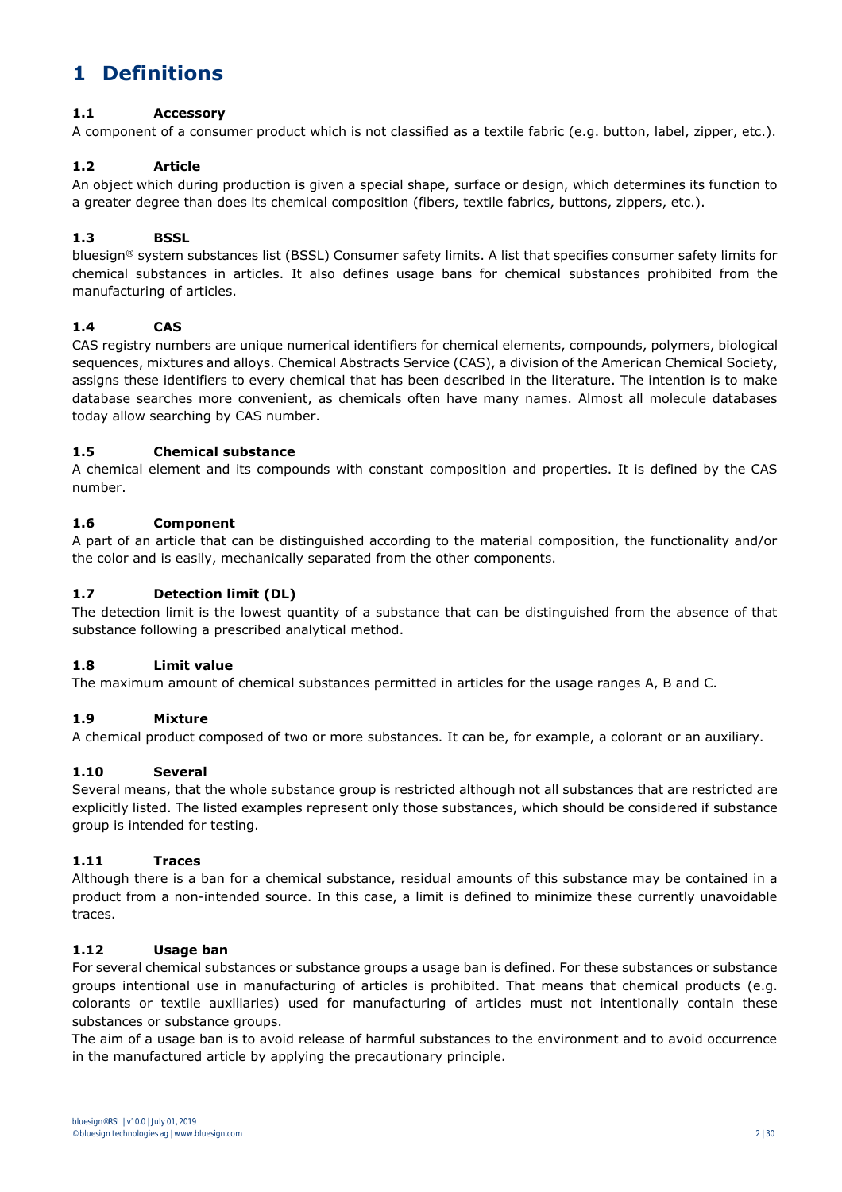# 1 Definitions

## 1.1 Accessory

A component of a consumer product which is not classified as a textile fabric (e.g. button, label, zipper, etc.).

## 1.2 Article

An object which during production is given a special shape, surface or design, which determines its function to a greater degree than does its chemical composition (fibers, textile fabrics, buttons, zippers, etc.).

## 1.3 BSSL

bluesign® system substances list (BSSL) Consumer safety limits. A list that specifies consumer safety limits for chemical substances in articles. It also defines usage bans for chemical substances prohibited from the manufacturing of articles.

## 1.4 CAS

CAS registry numbers are unique numerical identifiers for chemical elements, compounds, polymers, biological sequences, mixtures and alloys. Chemical Abstracts Service (CAS), a division of the American Chemical Society, assigns these identifiers to every chemical that has been described in the literature. The intention is to make database searches more convenient, as chemicals often have many names. Almost all molecule databases today allow searching by CAS number.

## 1.5 Chemical substance

A chemical element and its compounds with constant composition and properties. It is defined by the CAS number.

## 1.6 Component

A part of an article that can be distinguished according to the material composition, the functionality and/or the color and is easily, mechanically separated from the other components.

## 1.7 Detection limit (DL)

The detection limit is the lowest quantity of a substance that can be distinguished from the absence of that substance following a prescribed analytical method.

## 1.8 Limit value

The maximum amount of chemical substances permitted in articles for the usage ranges A, B and C.

## 1.9 Mixture

A chemical product composed of two or more substances. It can be, for example, a colorant or an auxiliary.

## 1.10 Several

Several means, that the whole substance group is restricted although not all substances that are restricted are explicitly listed. The listed examples represent only those substances, which should be considered if substance group is intended for testing.

## 1.11 Traces

Although there is a ban for a chemical substance, residual amounts of this substance may be contained in a product from a non-intended source. In this case, a limit is defined to minimize these currently unavoidable traces.

## 1.12 Usage ban

For several chemical substances or substance groups a usage ban is defined. For these substances or substance groups intentional use in manufacturing of articles is prohibited. That means that chemical products (e.g. colorants or textile auxiliaries) used for manufacturing of articles must not intentionally contain these substances or substance groups.

The aim of a usage ban is to avoid release of harmful substances to the environment and to avoid occurrence in the manufactured article by applying the precautionary principle.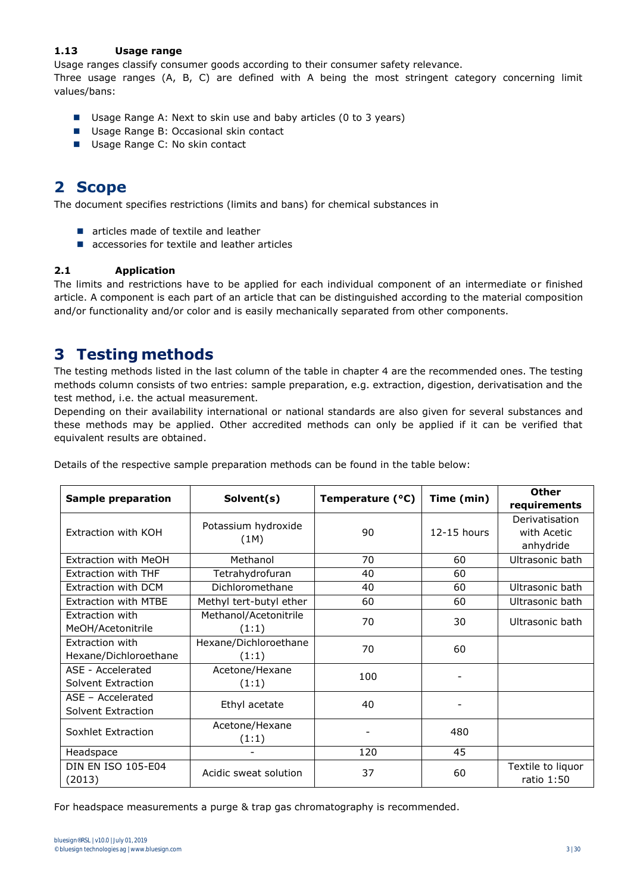### 1.13 Usage range

Usage ranges classify consumer goods according to their consumer safety relevance.
Three usage ranges (A, B, C) are defined with A being the most stringent category concerning limit values/bans:

- Usage Range A: Next to skin use and baby articles (0 to 3 years)
- Usage Range B: Occasional skin contact
- Usage Range C: No skin contact

# 2 Scope

The document specifies restrictions (limits and bans) for chemical substances in

- articles made of textile and leather
- accessories for textile and leather articles

### 2.1 Application

The limits and restrictions have to be applied for each individual component of an intermediate or finished article. A component is each part of an article that can be distinguished according to the material composition and/or functionality and/or color and is easily mechanically separated from other components.

# 3 Testing methods

The testing methods listed in the last column of the table in chapter 4 are the recommended ones. The testing methods column consists of two entries: sample preparation, e.g. extraction, digestion, derivatisation and the test method, i.e. the actual measurement.
Depending on their availability international or national standards are also given for several substances and these methods may be applied. Other accredited methods can only be applied if it can be verified that equivalent results are obtained.

Details of the respective sample preparation methods can be found in the table below:

| Sample preparation | Solvent(s) | Temperature (°C) | Time (min) | Other requirements |
|---|---|---|---|---|
| Extraction with KOH | Potassium hydroxide (1M) | 90 | 12-15 hours | Derivatisation with Acetic anhydride |
| Extraction with MeOH | Methanol | 70 | 60 | Ultrasonic bath |
| Extraction with THF | Tetrahydrofuran | 40 | 60 | |
| Extraction with DCM | Dichloromethane | 40 | 60 | Ultrasonic bath |
| Extraction with MTBE | Methyl tert-butyl ether | 60 | 60 | Ultrasonic bath |
| Extraction with MeOH/Acetonitrile | Methanol/Acetonitrile (1:1) | 70 | 30 | Ultrasonic bath |
| Extraction with Hexane/Dichloroethane | Hexane/Dichloroethane (1:1) | 70 | 60 | |
| ASE - Accelerated Solvent Extraction | Acetone/Hexane (1:1) | 100 | - | |
| ASE – Accelerated Solvent Extraction | Ethyl acetate | 40 | - | |
| Soxhlet Extraction | Acetone/Hexane (1:1) | - | 480 | |
| Headspace | - | 120 | 45 | |
| DIN EN ISO 105-E04 (2013) | Acidic sweat solution | 37 | 60 | Textile to liquor ratio 1:50 |

For headspace measurements a purge & trap gas chromatography is recommended.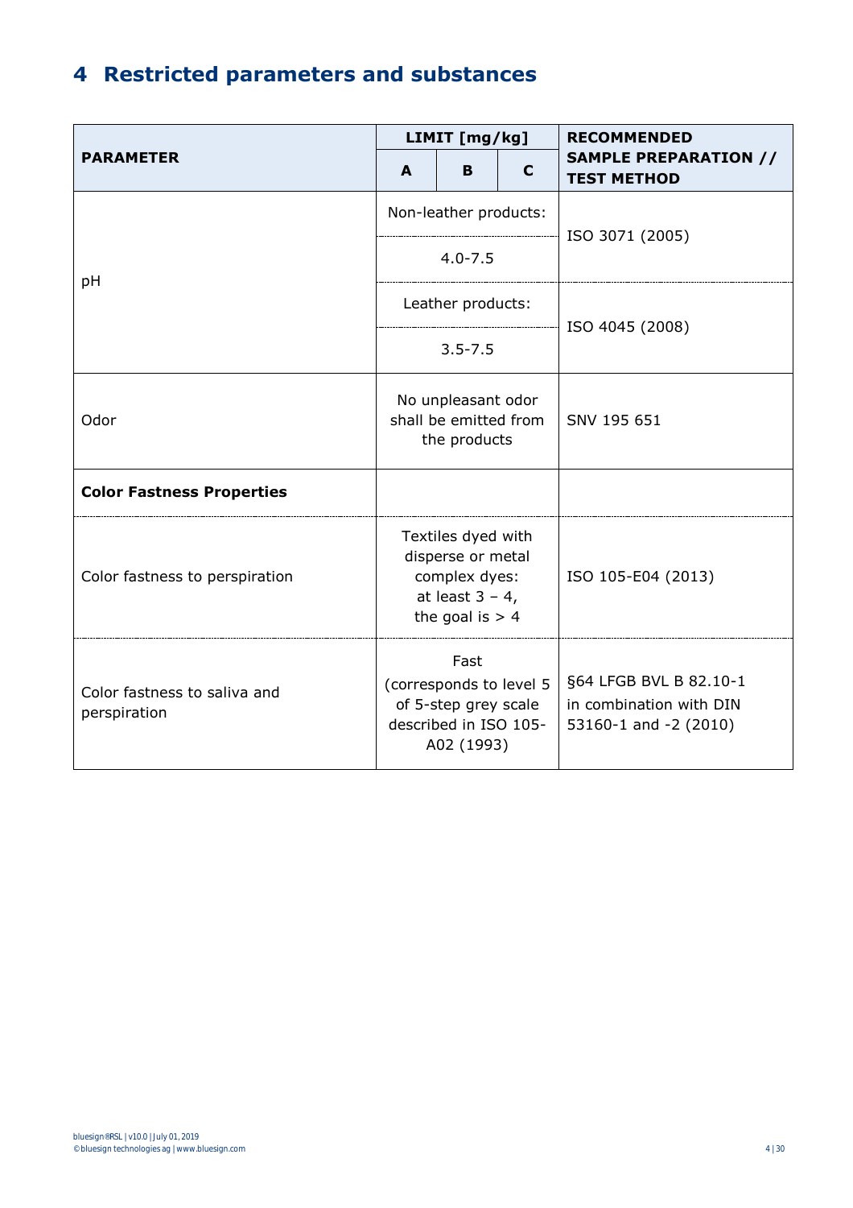# 4 Restricted parameters and substances

| PARAMETER | LIMIT [mg/kg] | | | RECOMMENDED SAMPLE PREPARATION // TEST METHOD |
|---|---|---|---|---|
| | A | B | C | |
| pH | Non-leather products: 4.0-7.5 | | | ISO 3071 (2005) |
| | Leather products: 3.5-7.5 | | | ISO 4045 (2008) |
| Odor | No unpleasant odor shall be emitted from the products | | | SNV 195 651 |
| **Color Fastness Properties** | | | | |
| Color fastness to perspiration | Textiles dyed with disperse or metal complex dyes: at least 3 – 4, the goal is > 4 | | | ISO 105-E04 (2013) |
| Color fastness to saliva and perspiration | Fast (corresponds to level 5 of 5-step grey scale described in ISO 105-A02 (1993) | | | §64 LFGB BVL B 82.10-1 in combination with DIN 53160-1 and -2 (2010) |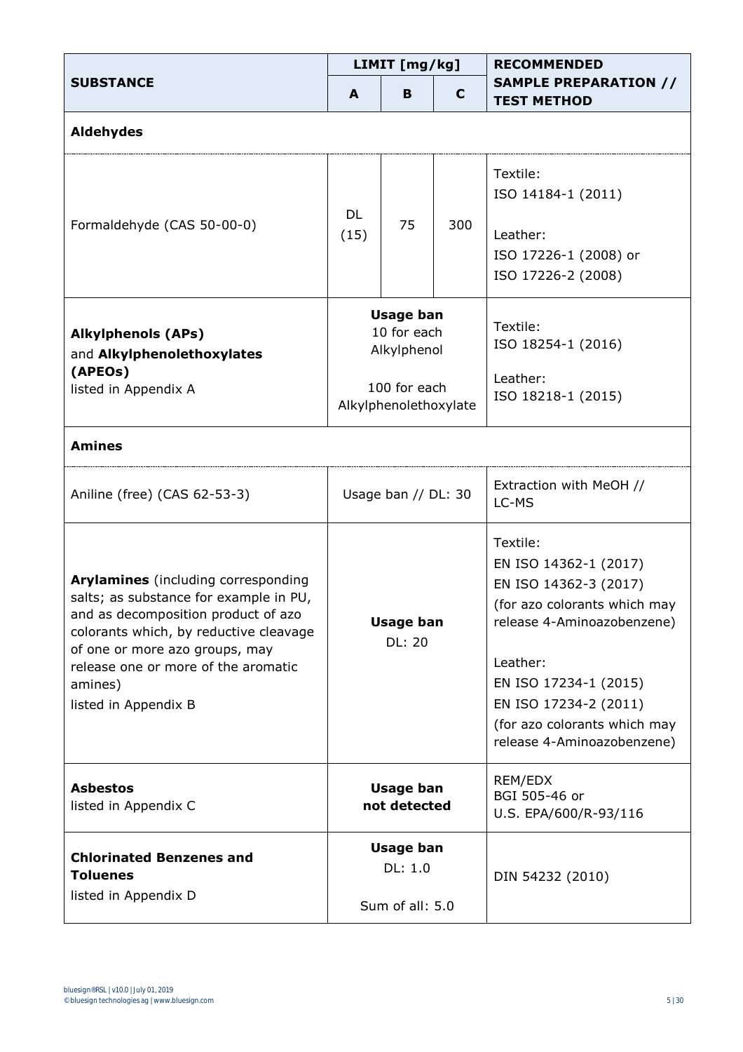| SUBSTANCE | LIMIT [mg/kg] | | | RECOMMENDED SAMPLE PREPARATION // TEST METHOD |
|---|---|---|---|---|
| | A | B | C | |
| **Aldehydes** | | | | |
| Formaldehyde (CAS 50-00-0) | DL (15) | 75 | 300 | Textile: ISO 14184-1 (2011)<br><br>Leather: ISO 17226-1 (2008) or ISO 17226-2 (2008) |
| **Alkylphenols (APs)** and **Alkylphenolethoxylates (APEOs)** listed in Appendix A | **Usage ban**<br>10 for each Alkylphenol<br><br>100 for each Alkylphenolethoxylate | | | Textile: ISO 18254-1 (2016)<br><br>Leather: ISO 18218-1 (2015) |
| **Amines** | | | | |
| Aniline (free) (CAS 62-53-3) | Usage ban // DL: 30 | | | Extraction with MeOH // LC-MS |
| **Arylamines** (including corresponding salts; as substance for example in PU, and as decomposition product of azo colorants which, by reductive cleavage of one or more azo groups, may release one or more of the aromatic amines) listed in Appendix B | **Usage ban**<br>DL: 20 | | | Textile: EN ISO 14362-1 (2017) EN ISO 14362-3 (2017) (for azo colorants which may release 4-Aminoazobenzene)<br><br>Leather: EN ISO 17234-1 (2015) EN ISO 17234-2 (2011) (for azo colorants which may release 4-Aminoazobenzene) |
| **Asbestos** listed in Appendix C | **Usage ban**<br>**not detected** | | | REM/EDX BGI 505-46 or U.S. EPA/600/R-93/116 |
| **Chlorinated Benzenes and Toluenes** listed in Appendix D | **Usage ban**<br>DL: 1.0<br><br>Sum of all: 5.0 | | | DIN 54232 (2010) |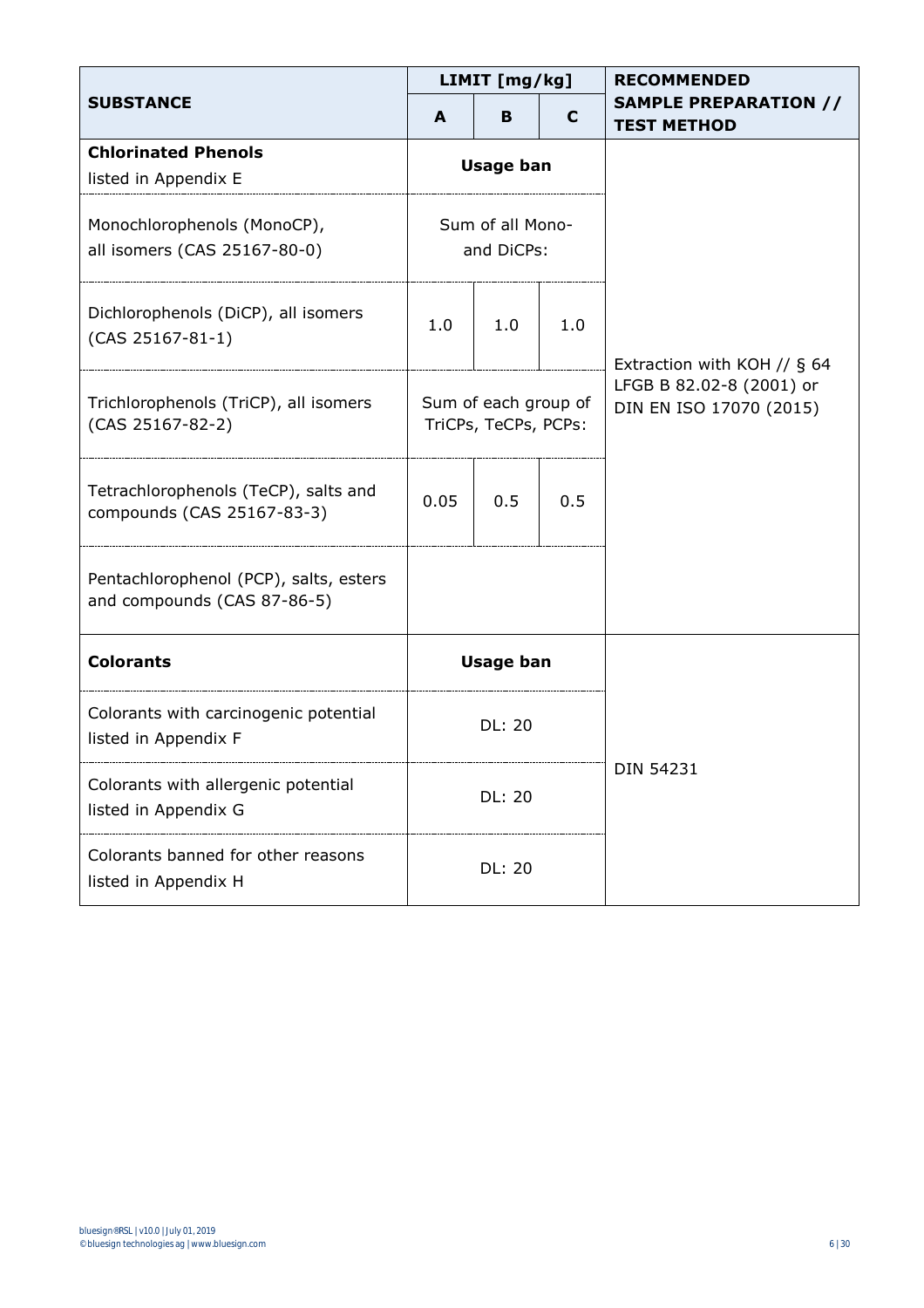| SUBSTANCE | LIMIT [mg/kg] | | | RECOMMENDED SAMPLE PREPARATION // TEST METHOD |
|---|---|---|---|---|
| | A | B | C | |
| **Chlorinated Phenols** listed in Appendix E | **Usage ban** | | | Extraction with KOH // § 64 LFGB B 82.02-8 (2001) or DIN EN ISO 17070 (2015) |
| Monochlorophenols (MonoCP), all isomers (CAS 25167-80-0) | Sum of all Mono- and DiCPs: | | | |
| Dichlorophenols (DiCP), all isomers (CAS 25167-81-1) | 1.0 | 1.0 | 1.0 | |
| Trichlorophenols (TriCP), all isomers (CAS 25167-82-2) | Sum of each group of TriCPs, TeCPs, PCPs: | | | |
| Tetrachlorophenols (TeCP), salts and compounds (CAS 25167-83-3) | 0.05 | 0.5 | 0.5 | |
| Pentachlorophenol (PCP), salts, esters and compounds (CAS 87-86-5) | | | | |
| **Colorants** | **Usage ban** | | | DIN 54231 |
| Colorants with carcinogenic potential listed in Appendix F | DL: 20 | | | |
| Colorants with allergenic potential listed in Appendix G | DL: 20 | | | |
| Colorants banned for other reasons listed in Appendix H | DL: 20 | | | |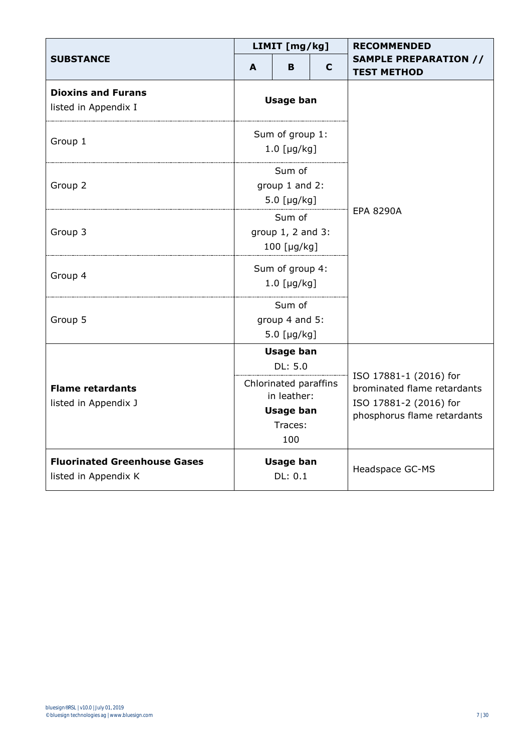| SUBSTANCE | LIMIT [mg/kg] | | | RECOMMENDED SAMPLE PREPARATION // TEST METHOD |
|---|---|---|---|---|
| | A | B | C | |
| **Dioxins and Furans** listed in Appendix I | **Usage ban** | | | EPA 8290A |
| Group 1 | Sum of group 1: 1.0 [µg/kg] | | | |
| Group 2 | Sum of group 1 and 2: 5.0 [µg/kg] | | | |
| Group 3 | Sum of group 1, 2 and 3: 100 [µg/kg] | | | |
| Group 4 | Sum of group 4: 1.0 [µg/kg] | | | |
| Group 5 | Sum of group 4 and 5: 5.0 [µg/kg] | | | |
| **Flame retardants** listed in Appendix J | **Usage ban** DL: 5.0<br>Chlorinated paraffins in leather: **Usage ban** Traces: 100 | | | ISO 17881-1 (2016) for brominated flame retardants<br>ISO 17881-2 (2016) for phosphorus flame retardants |
| **Fluorinated Greenhouse Gases** listed in Appendix K | **Usage ban** DL: 0.1 | | | Headspace GC-MS |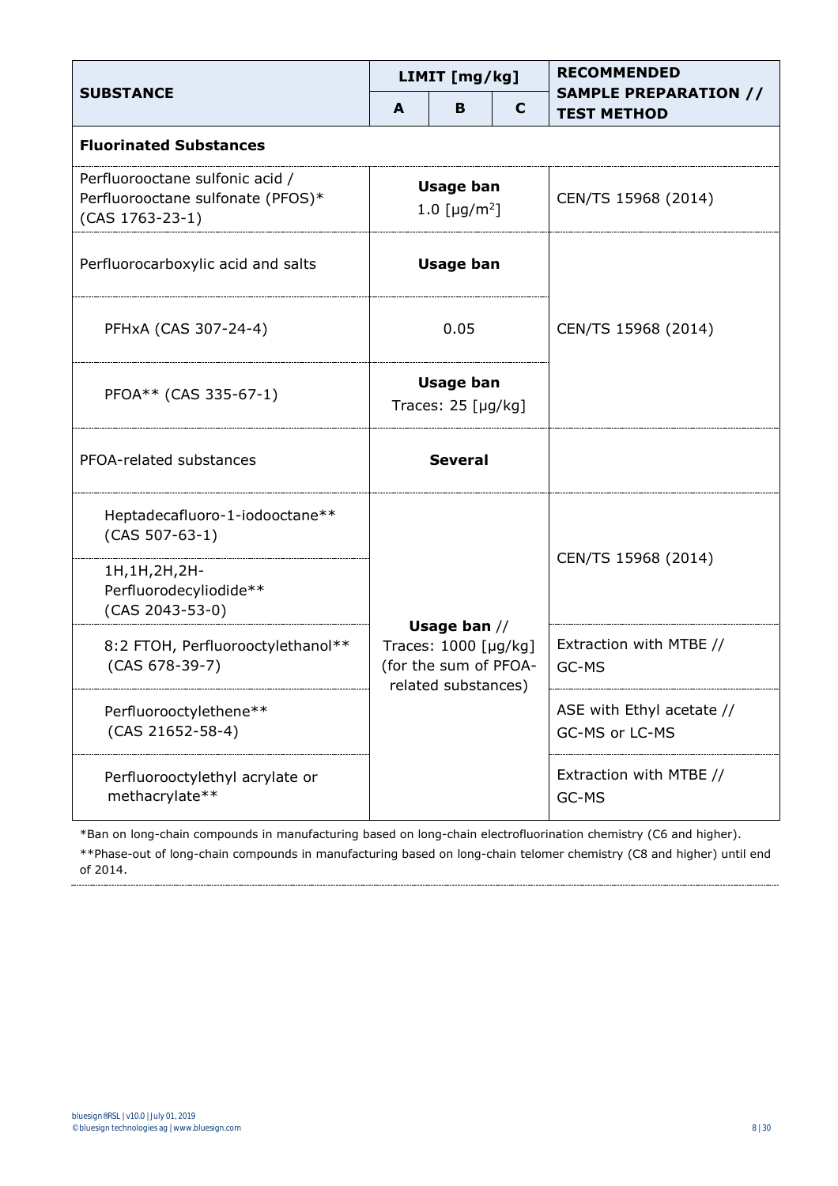| SUBSTANCE | LIMIT [mg/kg] | | | RECOMMENDED SAMPLE PREPARATION // TEST METHOD |
|---|---|---|---|---|
| | A | B | C | |
| **Fluorinated Substances** | | | | |
| Perfluorooctane sulfonic acid / Perfluorooctane sulfonate (PFOS)* (CAS 1763-23-1) | **Usage ban** 1.0 [µg/m²] | | | CEN/TS 15968 (2014) |
| Perfluorocarboxylic acid and salts | **Usage ban** | | | CEN/TS 15968 (2014) |
| PFHxA (CAS 307-24-4) | 0.05 | | | |
| PFOA** (CAS 335-67-1) | **Usage ban** Traces: 25 [µg/kg] | | | |
| PFOA-related substances | **Several** | | | |
| Heptadecafluoro-1-iodooctane** (CAS 507-63-1) | **Usage ban** // Traces: 1000 [µg/kg] (for the sum of PFOA-related substances) | | | CEN/TS 15968 (2014) |
| 1H,1H,2H,2H-Perfluorodecyliodide** (CAS 2043-53-0) | | | | |
| 8:2 FTOH, Perfluorooctylethanol** (CAS 678-39-7) | | | | Extraction with MTBE // GC-MS |
| Perfluorooctylethene** (CAS 21652-58-4) | | | | ASE with Ethyl acetate // GC-MS or LC-MS |
| Perfluorooctylethyl acrylate or methacrylate** | | | | Extraction with MTBE // GC-MS |

*Ban on long-chain compounds in manufacturing based on long-chain electrofluorination chemistry (C6 and higher).

**Phase-out of long-chain compounds in manufacturing based on long-chain telomer chemistry (C8 and higher) until end of 2014.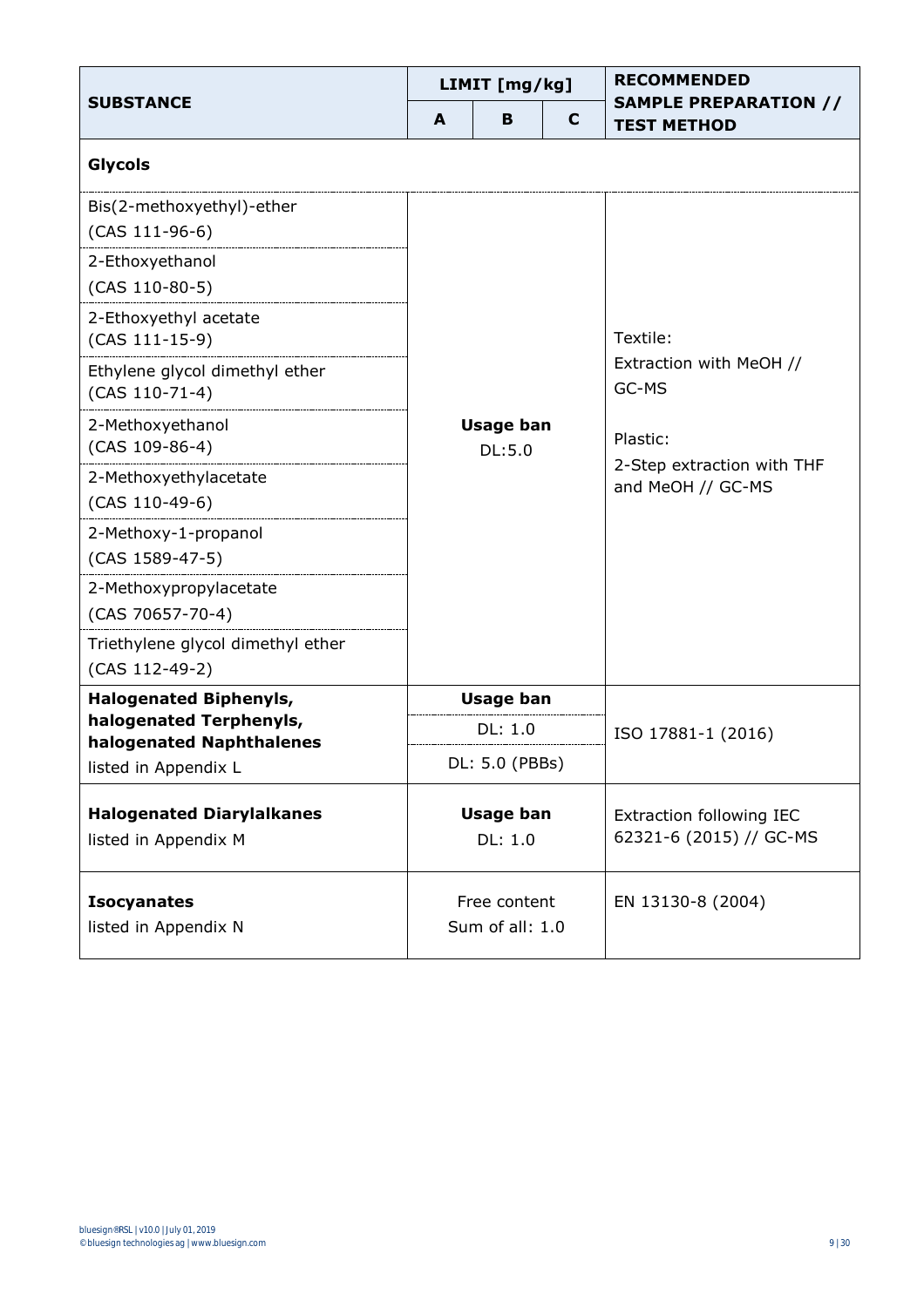| SUBSTANCE | LIMIT [mg/kg] | | | RECOMMENDED SAMPLE PREPARATION // TEST METHOD |
|---|---|---|---|---|
| | A | B | C | |
| **Glycols** | | | | |
| Bis(2-methoxyethyl)-ether (CAS 111-96-6) | **Usage ban** DL:5.0 | | | Textile: Extraction with MeOH // GC-MS<br>Plastic: 2-Step extraction with THF and MeOH // GC-MS |
| 2-Ethoxyethanol (CAS 110-80-5) | | | | |
| 2-Ethoxyethyl acetate (CAS 111-15-9) | | | | |
| Ethylene glycol dimethyl ether (CAS 110-71-4) | | | | |
| 2-Methoxyethanol (CAS 109-86-4) | | | | |
| 2-Methoxyethylacetate (CAS 110-49-6) | | | | |
| 2-Methoxy-1-propanol (CAS 1589-47-5) | | | | |
| 2-Methoxypropylacetate (CAS 70657-70-4) | | | | |
| Triethylene glycol dimethyl ether (CAS 112-49-2) | | | | |
| **Halogenated Biphenyls, halogenated Terphenyls, halogenated Naphthalenes** listed in Appendix L | **Usage ban**<br>DL: 1.0<br>DL: 5.0 (PBBs) | | | ISO 17881-1 (2016) |
| **Halogenated Diarylalkanes** listed in Appendix M | **Usage ban** DL: 1.0 | | | Extraction following IEC 62321-6 (2015) // GC-MS |
| **Isocyanates** listed in Appendix N | Free content Sum of all: 1.0 | | | EN 13130-8 (2004) |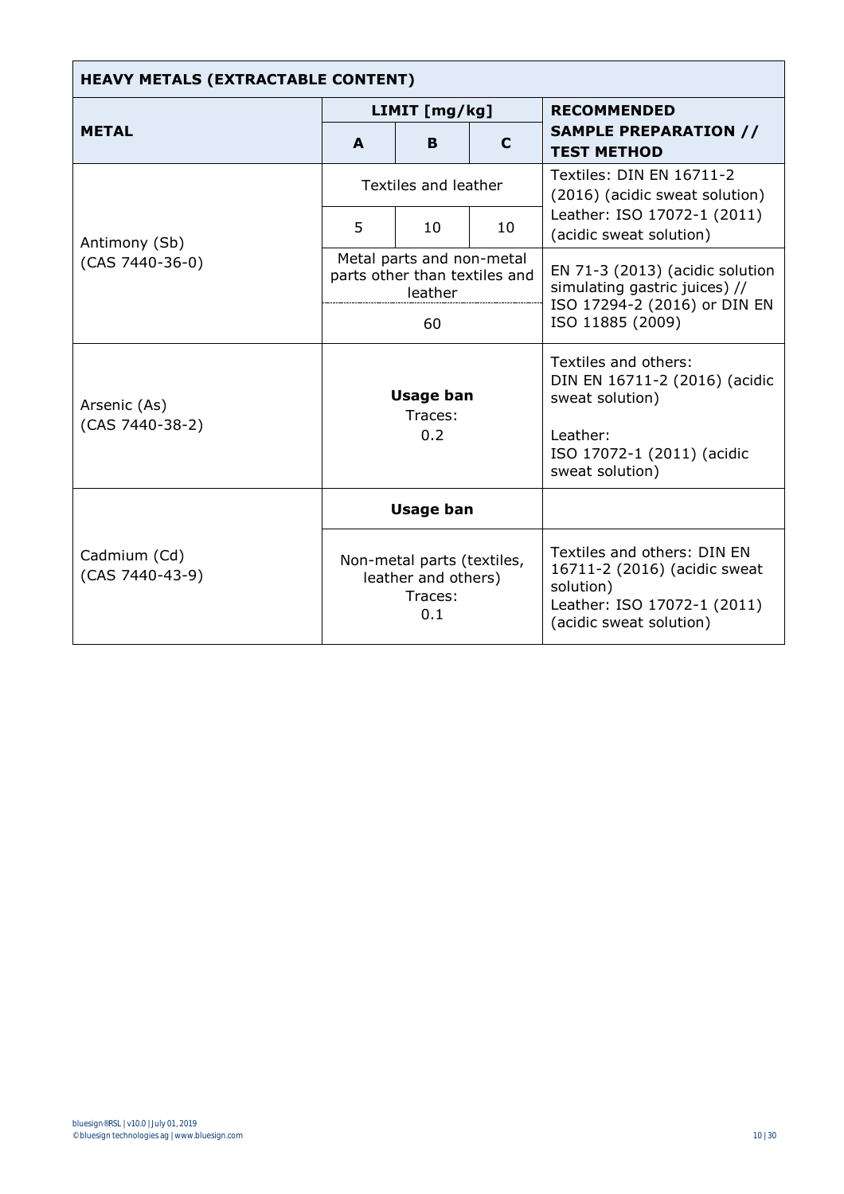| HEAVY METALS (EXTRACTABLE CONTENT) | | | | |
|---|---|---|---|---|
| **METAL** | **LIMIT [mg/kg]** | | | **RECOMMENDED SAMPLE PREPARATION // TEST METHOD** |
| | **A** | **B** | **C** | |
| Antimony (Sb) (CAS 7440-36-0) | Textiles and leather | | | Textiles: DIN EN 16711-2 (2016) (acidic sweat solution) Leather: ISO 17072-1 (2011) (acidic sweat solution) |
| | 5 | 10 | 10 | |
| | Metal parts and non-metal parts other than textiles and leather | | | EN 71-3 (2013) (acidic solution simulating gastric juices) // ISO 17294-2 (2016) or DIN EN ISO 11885 (2009) |
| | 60 | | | |
| Arsenic (As) (CAS 7440-38-2) | **Usage ban** Traces: 0.2 | | | Textiles and others: DIN EN 16711-2 (2016) (acidic sweat solution) Leather: ISO 17072-1 (2011) (acidic sweat solution) |
| Cadmium (Cd) (CAS 7440-43-9) | **Usage ban** | | | |
| | Non-metal parts (textiles, leather and others) Traces: 0.1 | | | Textiles and others: DIN EN 16711-2 (2016) (acidic sweat solution) Leather: ISO 17072-1 (2011) (acidic sweat solution) |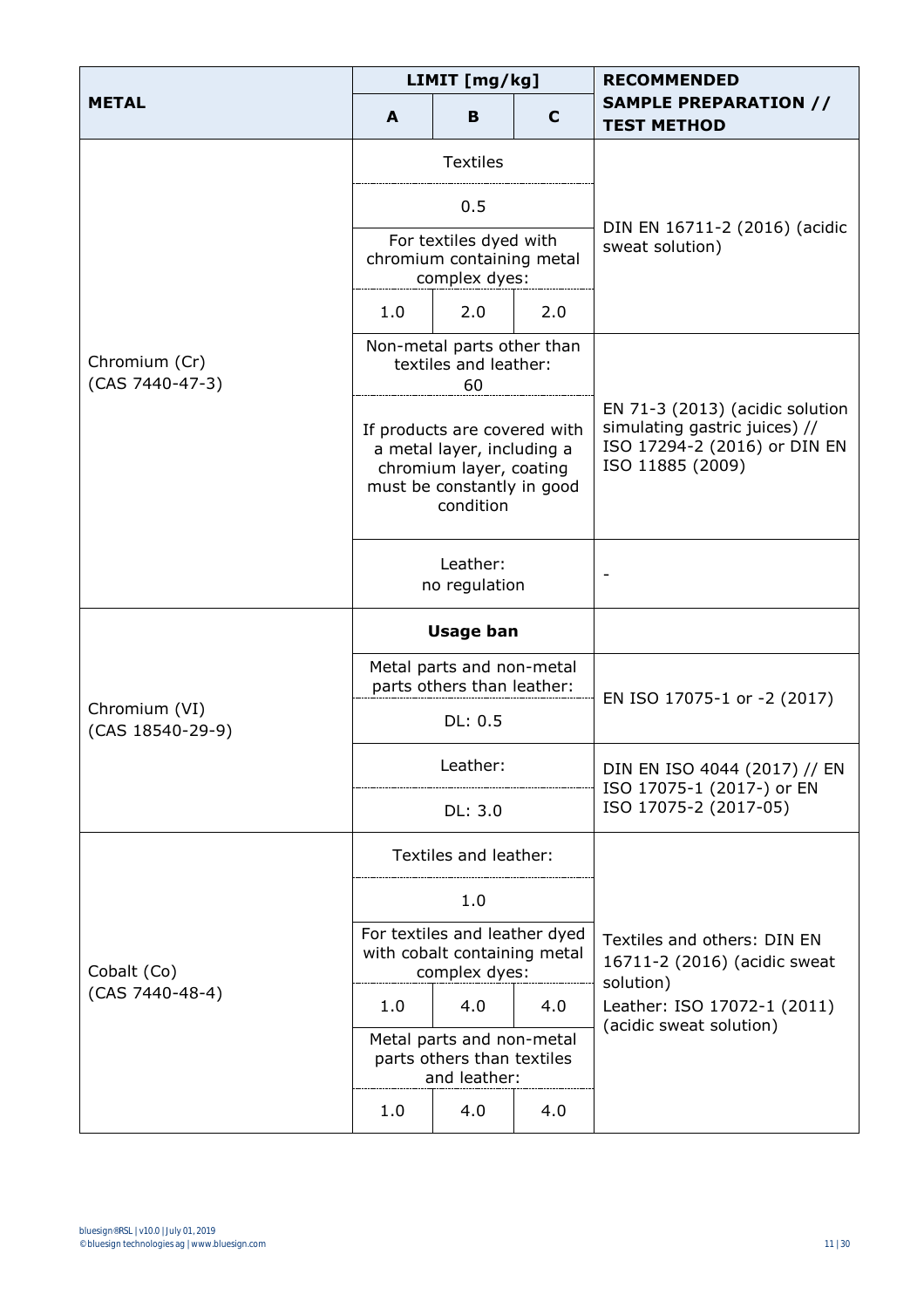| METAL | LIMIT [mg/kg] | | | RECOMMENDED SAMPLE PREPARATION // TEST METHOD |
|---|---|---|---|---|
| | A | B | C | |
| Chromium (Cr) (CAS 7440-47-3) | Textiles | | | DIN EN 16711-2 (2016) (acidic sweat solution) |
| | 0.5 | | | |
| | For textiles dyed with chromium containing metal complex dyes: | | | |
| | 1.0 | 2.0 | 2.0 | |
| | Non-metal parts other than textiles and leather: 60 | | | EN 71-3 (2013) (acidic solution simulating gastric juices) // ISO 17294-2 (2016) or DIN EN ISO 11885 (2009) |
| | If products are covered with a metal layer, including a chromium layer, coating must be constantly in good condition | | | |
| | Leather: no regulation | | | - |
| Chromium (VI) (CAS 18540-29-9) | **Usage ban** | | | |
| | Metal parts and non-metal parts others than leather: | | | EN ISO 17075-1 or -2 (2017) |
| | DL: 0.5 | | | |
| | Leather: | | | DIN EN ISO 4044 (2017) // EN ISO 17075-1 (2017-) or EN ISO 17075-2 (2017-05) |
| | DL: 3.0 | | | |
| Cobalt (Co) (CAS 7440-48-4) | Textiles and leather: | | | Textiles and others: DIN EN 16711-2 (2016) (acidic sweat solution)<br>Leather: ISO 17072-1 (2011) (acidic sweat solution) |
| | 1.0 | | | |
| | For textiles and leather dyed with cobalt containing metal complex dyes: | | | |
| | 1.0 | 4.0 | 4.0 | |
| | Metal parts and non-metal parts others than textiles and leather: | | | |
| | 1.0 | 4.0 | 4.0 | |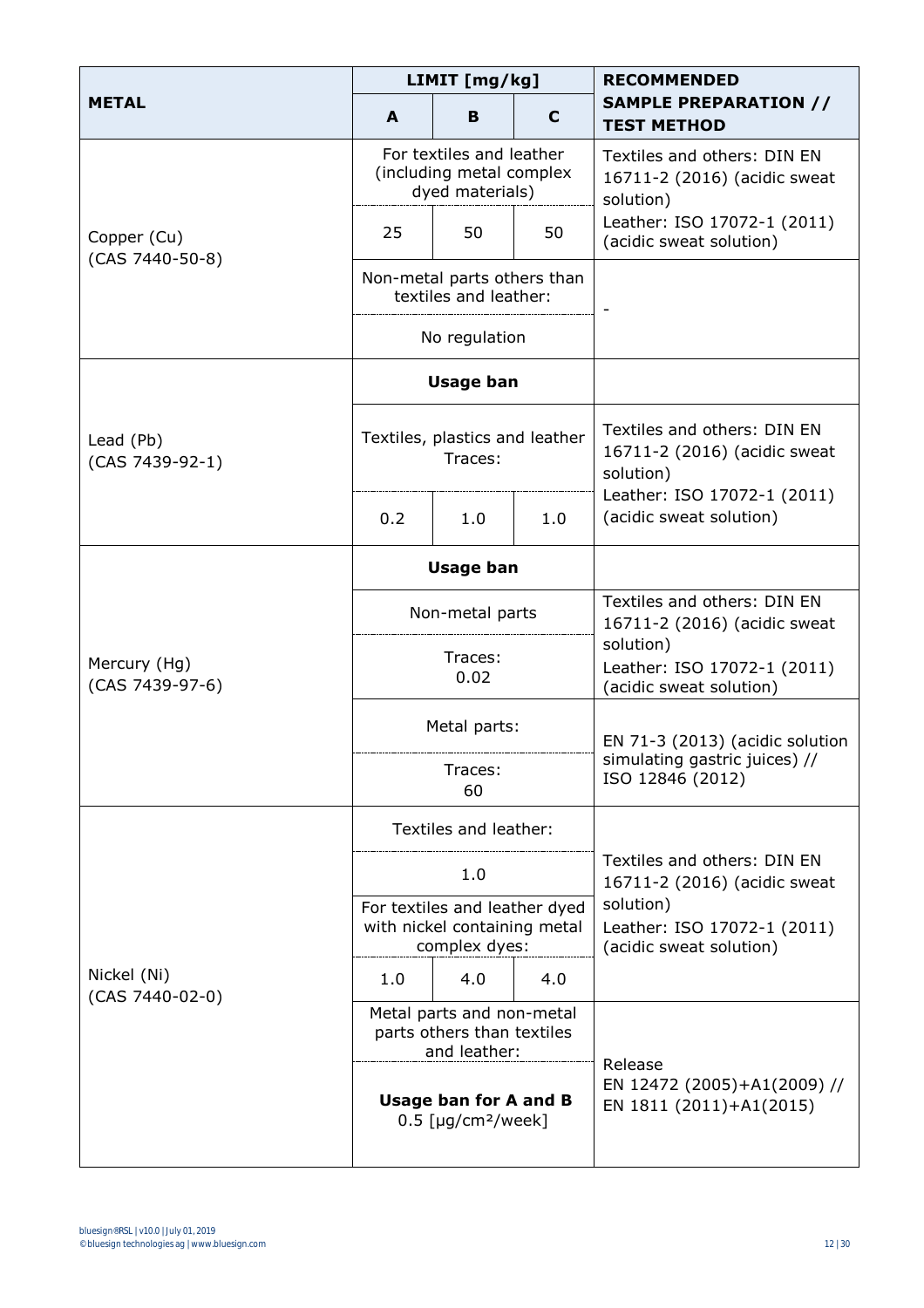| METAL | LIMIT [mg/kg] | | | RECOMMENDED SAMPLE PREPARATION // TEST METHOD |
|---|---|---|---|---|
| | A | B | C | |
| Copper (Cu) (CAS 7440-50-8) | For textiles and leather (including metal complex dyed materials) | | | Textiles and others: DIN EN 16711-2 (2016) (acidic sweat solution) Leather: ISO 17072-1 (2011) (acidic sweat solution) |
| | 25 | 50 | 50 | |
| | Non-metal parts others than textiles and leather: | | | - |
| | No regulation | | | |
| Lead (Pb) (CAS 7439-92-1) | **Usage ban** | | | |
| | Textiles, plastics and leather Traces: | | | Textiles and others: DIN EN 16711-2 (2016) (acidic sweat solution) Leather: ISO 17072-1 (2011) (acidic sweat solution) |
| | 0.2 | 1.0 | 1.0 | |
| Mercury (Hg) (CAS 7439-97-6) | **Usage ban** | | | |
| | Non-metal parts | | | Textiles and others: DIN EN 16711-2 (2016) (acidic sweat solution) Leather: ISO 17072-1 (2011) (acidic sweat solution) |
| | Traces: 0.02 | | | |
| | Metal parts: | | | EN 71-3 (2013) (acidic solution simulating gastric juices) // ISO 12846 (2012) |
| | Traces: 60 | | | |
| Nickel (Ni) (CAS 7440-02-0) | Textiles and leather: | | | Textiles and others: DIN EN 16711-2 (2016) (acidic sweat solution) Leather: ISO 17072-1 (2011) (acidic sweat solution) |
| | 1.0 | | | |
| | For textiles and leather dyed with nickel containing metal complex dyes: | | | |
| | 1.0 | 4.0 | 4.0 | |
| | Metal parts and non-metal parts others than textiles and leather: | | | Release EN 12472 (2005)+A1(2009) // EN 1811 (2011)+A1(2015) |
| | **Usage ban for A and B** 0.5 [µg/cm²/week] | | | |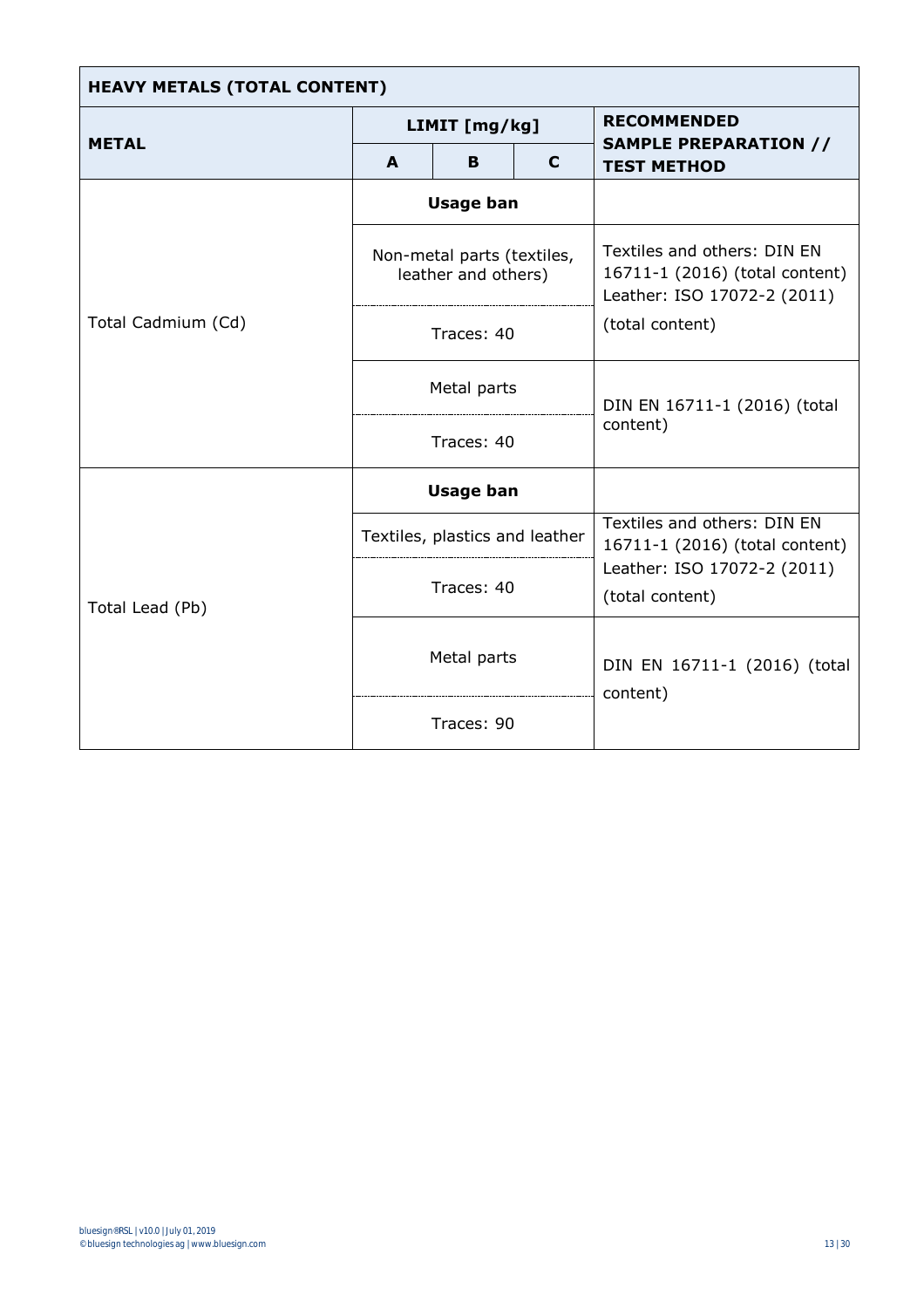| HEAVY METALS (TOTAL CONTENT) | | | | |
|---|---|---|---|---|
| **METAL** | **LIMIT [mg/kg]** | | | **RECOMMENDED SAMPLE PREPARATION // TEST METHOD** |
| | **A** | **B** | **C** | |
| Total Cadmium (Cd) | **Usage ban** | | | |
| | Non-metal parts (textiles, leather and others) | | | Textiles and others: DIN EN 16711-1 (2016) (total content) Leather: ISO 17072-2 (2011) (total content) |
| | Traces: 40 | | | |
| | Metal parts | | | DIN EN 16711-1 (2016) (total content) |
| | Traces: 40 | | | |
| Total Lead (Pb) | **Usage ban** | | | |
| | Textiles, plastics and leather | | | Textiles and others: DIN EN 16711-1 (2016) (total content) Leather: ISO 17072-2 (2011) (total content) |
| | Traces: 40 | | | |
| | Metal parts | | | DIN EN 16711-1 (2016) (total content) |
| | Traces: 90 | | | |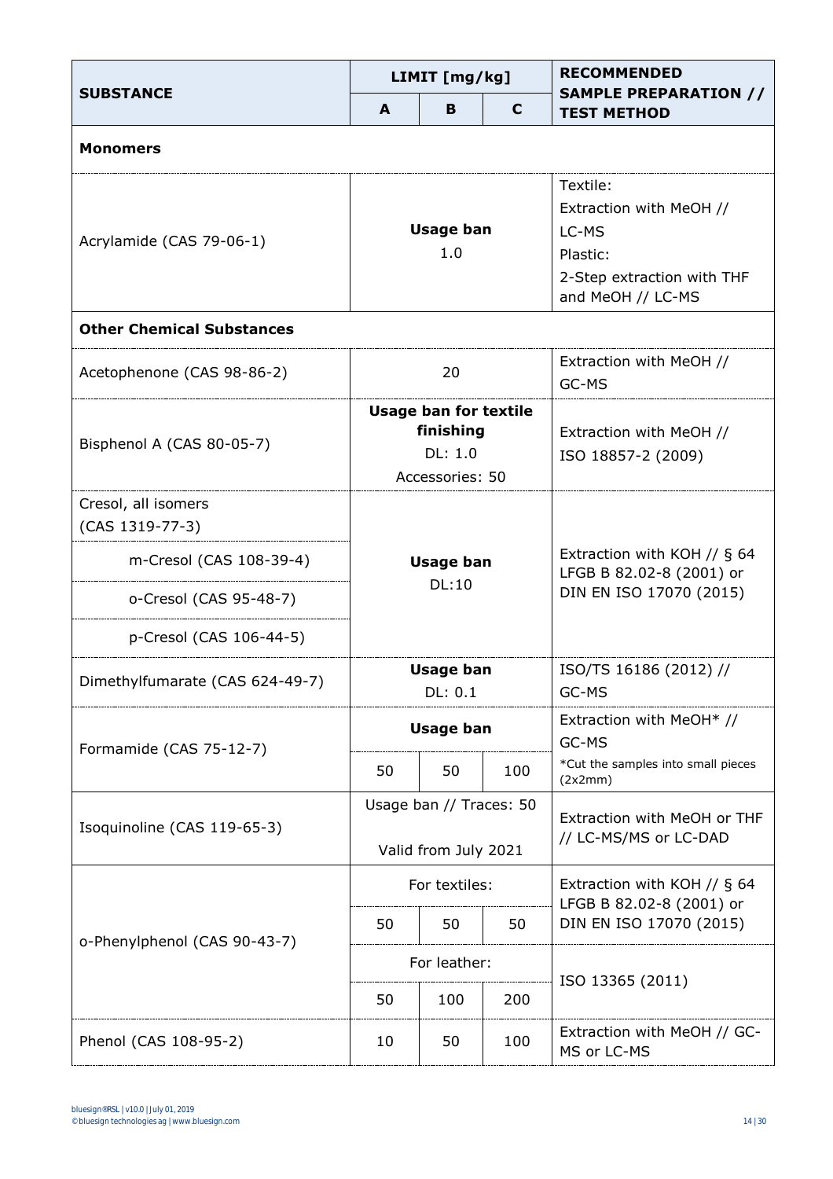| SUBSTANCE | LIMIT [mg/kg] | | | RECOMMENDED SAMPLE PREPARATION // TEST METHOD |
|---|---|---|---|---|
| | A | B | C | |
| **Monomers** | | | | |
| Acrylamide (CAS 79-06-1) | **Usage ban** 1.0 | | | Textile: Extraction with MeOH // LC-MS Plastic: 2-Step extraction with THF and MeOH // LC-MS |
| **Other Chemical Substances** | | | | |
| Acetophenone (CAS 98-86-2) | 20 | | | Extraction with MeOH // GC-MS |
| Bisphenol A (CAS 80-05-7) | **Usage ban for textile finishing** DL: 1.0 Accessories: 50 | | | Extraction with MeOH // ISO 18857-2 (2009) |
| Cresol, all isomers (CAS 1319-77-3) | **Usage ban** DL:10 | | | Extraction with KOH // § 64 LFGB B 82.02-8 (2001) or DIN EN ISO 17070 (2015) |
| m-Cresol (CAS 108-39-4) | | | | |
| o-Cresol (CAS 95-48-7) | | | | |
| p-Cresol (CAS 106-44-5) | | | | |
| Dimethylfumarate (CAS 624-49-7) | **Usage ban** DL: 0.1 | | | ISO/TS 16186 (2012) // GC-MS |
| Formamide (CAS 75-12-7) | **Usage ban** | | | Extraction with MeOH* // GC-MS *Cut the samples into small pieces (2x2mm) |
| | 50 | 50 | 100 | |
| Isoquinoline (CAS 119-65-3) | Usage ban // Traces: 50 Valid from July 2021 | | | Extraction with MeOH or THF // LC-MS/MS or LC-DAD |
| o-Phenylphenol (CAS 90-43-7) | For textiles: | | | Extraction with KOH // § 64 LFGB B 82.02-8 (2001) or DIN EN ISO 17070 (2015) |
| | 50 | 50 | 50 | |
| | For leather: | | | ISO 13365 (2011) |
| | 50 | 100 | 200 | |
| Phenol (CAS 108-95-2) | 10 | 50 | 100 | Extraction with MeOH // GC-MS or LC-MS |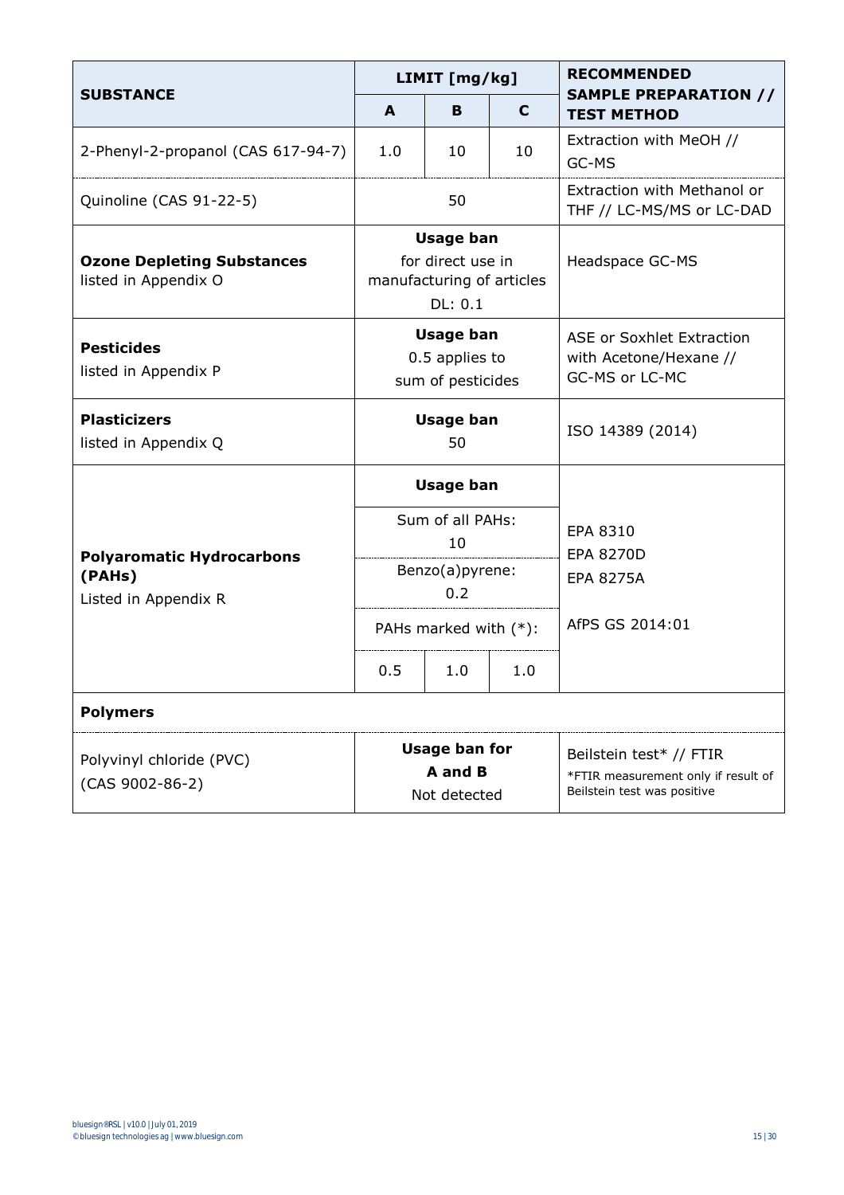| SUBSTANCE | LIMIT [mg/kg] | | | RECOMMENDED SAMPLE PREPARATION // TEST METHOD |
|---|---|---|---|---|
| | **A** | **B** | **C** | |
| 2-Phenyl-2-propanol (CAS 617-94-7) | 1.0 | 10 | 10 | Extraction with MeOH // GC-MS |
| Quinoline (CAS 91-22-5) | 50 | | | Extraction with Methanol or THF // LC-MS/MS or LC-DAD |
| **Ozone Depleting Substances** listed in Appendix O | **Usage ban** for direct use in manufacturing of articles DL: 0.1 | | | Headspace GC-MS |
| **Pesticides** listed in Appendix P | **Usage ban** 0.5 applies to sum of pesticides | | | ASE or Soxhlet Extraction with Acetone/Hexane // GC-MS or LC-MC |
| **Plasticizers** listed in Appendix Q | **Usage ban** 50 | | | ISO 14389 (2014) |
| **Polyaromatic Hydrocarbons (PAHs)** Listed in Appendix R | **Usage ban** | | | EPA 8310 EPA 8270D EPA 8275A AfPS GS 2014:01 |
| | Sum of all PAHs: 10 | | | |
| | Benzo(a)pyrene: 0.2 | | | |
| | PAHs marked with (*): | | | |
| | 0.5 | 1.0 | 1.0 | |
| **Polymers** | | | | |
| Polyvinyl chloride (PVC) (CAS 9002-86-2) | **Usage ban for A and B** Not detected | | | Beilstein test* // FTIR *FTIR measurement only if result of Beilstein test was positive |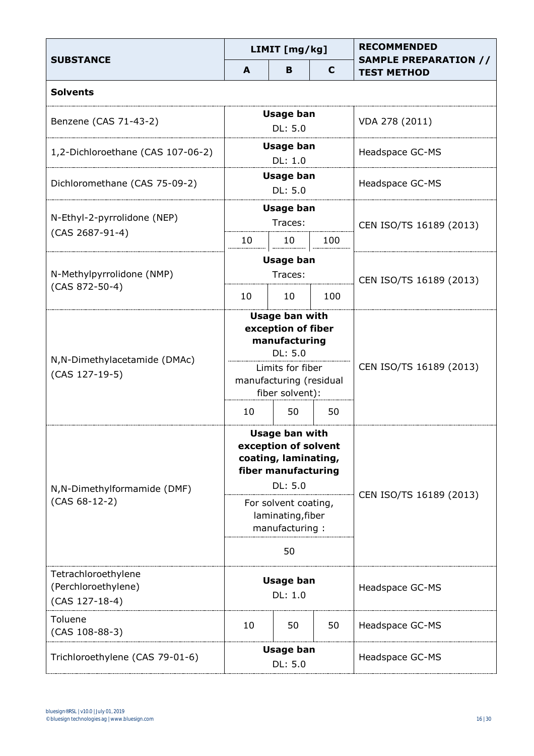| SUBSTANCE | LIMIT [mg/kg] | | | RECOMMENDED SAMPLE PREPARATION // TEST METHOD |
|---|---|---|---|---|
| | A | B | C | |
| **Solvents** | | | | |
| Benzene (CAS 71-43-2) | **Usage ban** DL: 5.0 | | | VDA 278 (2011) |
| 1,2-Dichloroethane (CAS 107-06-2) | **Usage ban** DL: 1.0 | | | Headspace GC-MS |
| Dichloromethane (CAS 75-09-2) | **Usage ban** DL: 5.0 | | | Headspace GC-MS |
| N-Ethyl-2-pyrrolidone (NEP) (CAS 2687-91-4) | **Usage ban** Traces: | | | CEN ISO/TS 16189 (2013) |
| | 10 | 10 | 100 | |
| N-Methylpyrrolidone (NMP) (CAS 872-50-4) | **Usage ban** Traces: | | | CEN ISO/TS 16189 (2013) |
| | 10 | 10 | 100 | |
| N,N-Dimethylacetamide (DMAc) (CAS 127-19-5) | **Usage ban with exception of fiber manufacturing** DL: 5.0 | | | CEN ISO/TS 16189 (2013) |
| | Limits for fiber manufacturing (residual fiber solvent): | | | |
| | 10 | 50 | 50 | |
| N,N-Dimethylformamide (DMF) (CAS 68-12-2) | **Usage ban with exception of solvent coating, laminating, fiber manufacturing** DL: 5.0 | | | CEN ISO/TS 16189 (2013) |
| | For solvent coating, laminating,fiber manufacturing : | | | |
| | 50 | | | |
| Tetrachloroethylene (Perchloroethylene) (CAS 127-18-4) | **Usage ban** DL: 1.0 | | | Headspace GC-MS |
| Toluene (CAS 108-88-3) | 10 | 50 | 50 | Headspace GC-MS |
| Trichloroethylene (CAS 79-01-6) | **Usage ban** DL: 5.0 | | | Headspace GC-MS |

bluesign®RSL | v10.0 | July 01, 2019
© bluesign technologies ag | www.bluesign.com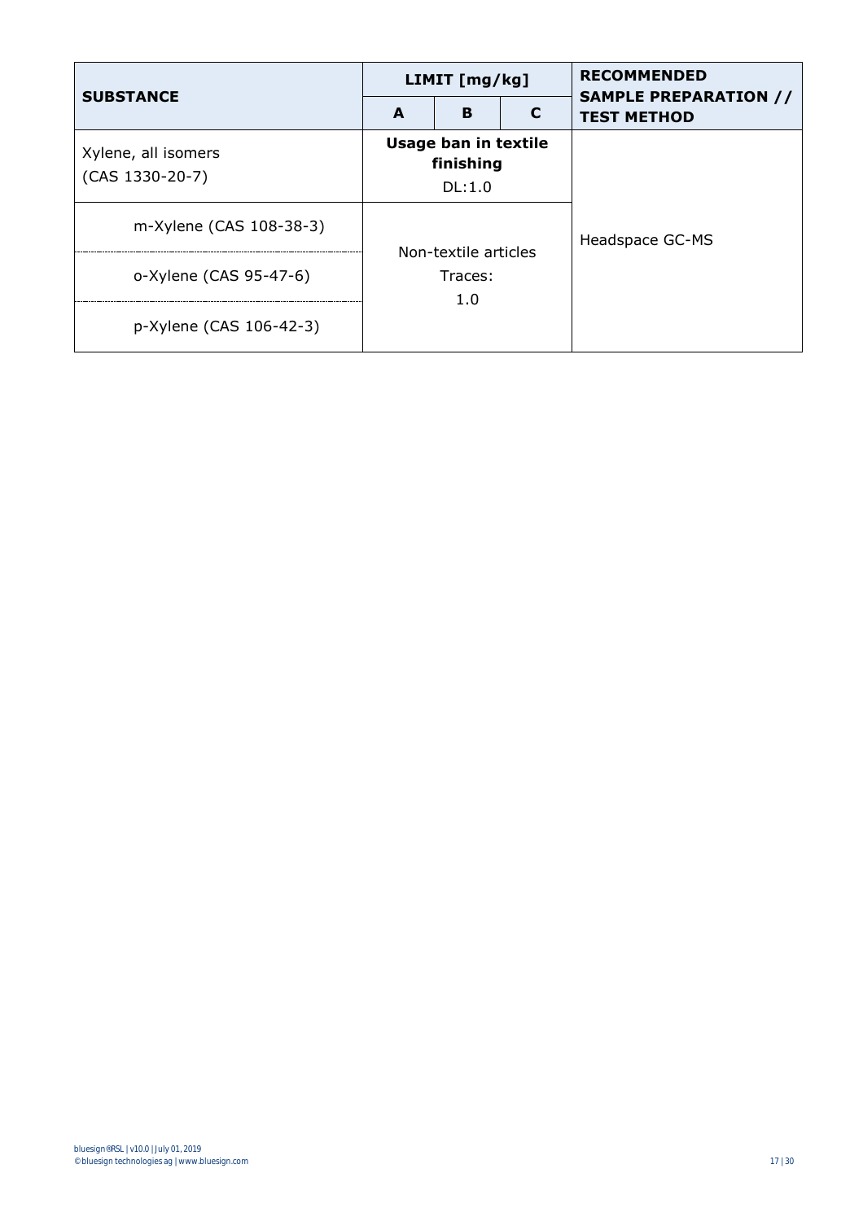| SUBSTANCE | LIMIT [mg/kg] | | | RECOMMENDED SAMPLE PREPARATION // TEST METHOD |
|---|---|---|---|---|
| | A | B | C | |
| Xylene, all isomers (CAS 1330-20-7) | **Usage ban in textile finishing** DL:1.0 | | | Headspace GC-MS |
| m-Xylene (CAS 108-38-3) | Non-textile articles Traces: 1.0 | | | |
| o-Xylene (CAS 95-47-6) | | | | |
| p-Xylene (CAS 106-42-3) | | | | |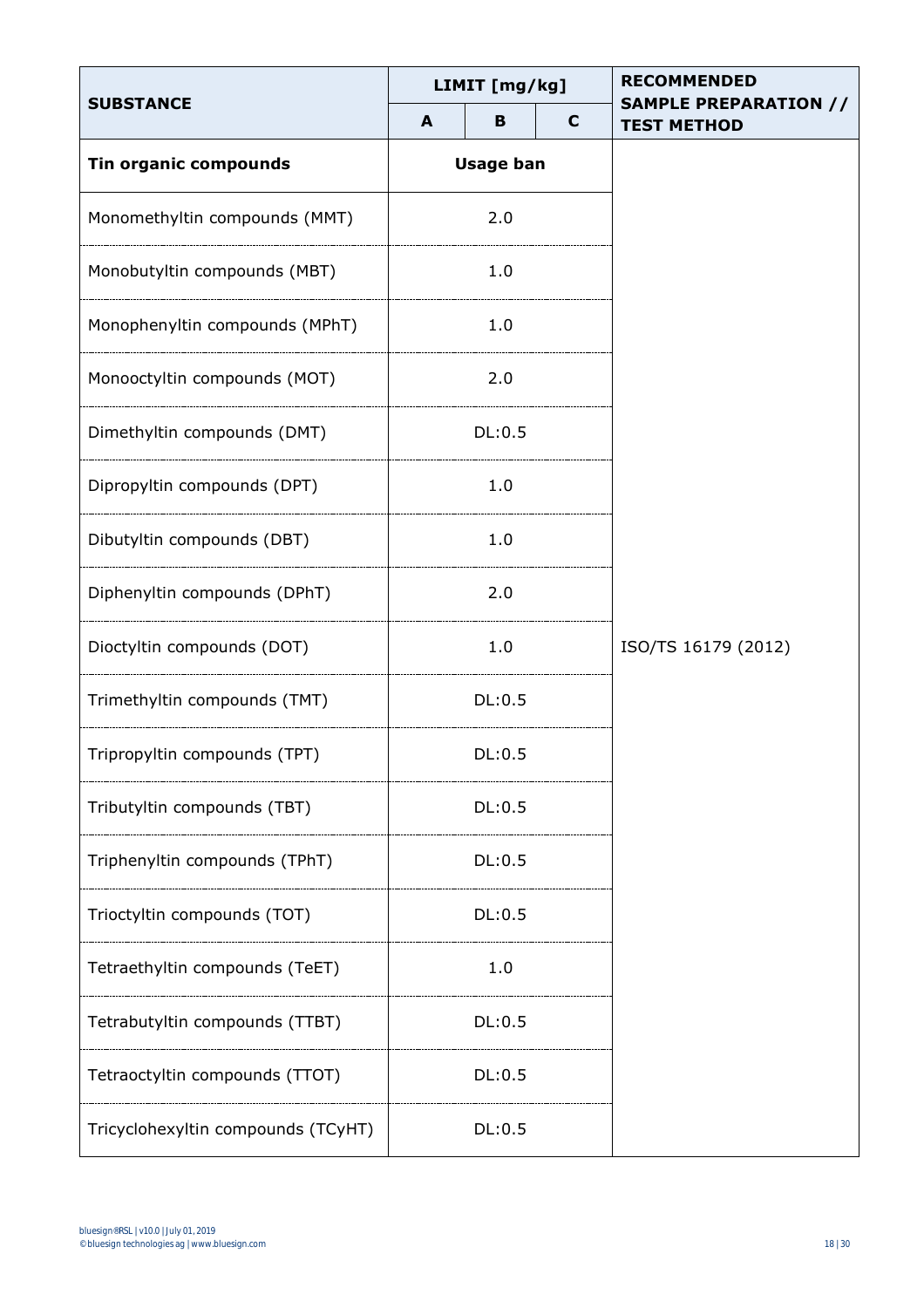| SUBSTANCE | LIMIT [mg/kg] | | | RECOMMENDED SAMPLE PREPARATION // TEST METHOD |
|---|---|---|---|---|
| | A | B | C | |
| **Tin organic compounds** | **Usage ban** | | | |
| Monomethyltin compounds (MMT) | 2.0 | | | ISO/TS 16179 (2012) |
| Monobutyltin compounds (MBT) | 1.0 | | | |
| Monophenyltin compounds (MPhT) | 1.0 | | | |
| Monooctyltin compounds (MOT) | 2.0 | | | |
| Dimethyltin compounds (DMT) | DL:0.5 | | | |
| Dipropyltin compounds (DPT) | 1.0 | | | |
| Dibutyltin compounds (DBT) | 1.0 | | | |
| Diphenyltin compounds (DPhT) | 2.0 | | | |
| Dioctyltin compounds (DOT) | 1.0 | | | |
| Trimethyltin compounds (TMT) | DL:0.5 | | | |
| Tripropyltin compounds (TPT) | DL:0.5 | | | |
| Tributyltin compounds (TBT) | DL:0.5 | | | |
| Triphenyltin compounds (TPhT) | DL:0.5 | | | |
| Trioctyltin compounds (TOT) | DL:0.5 | | | |
| Tetraethyltin compounds (TeET) | 1.0 | | | |
| Tetrabutyltin compounds (TTBT) | DL:0.5 | | | |
| Tetraoctyltin compounds (TTOT) | DL:0.5 | | | |
| Tricyclohexyltin compounds (TCyHT) | DL:0.5 | | | |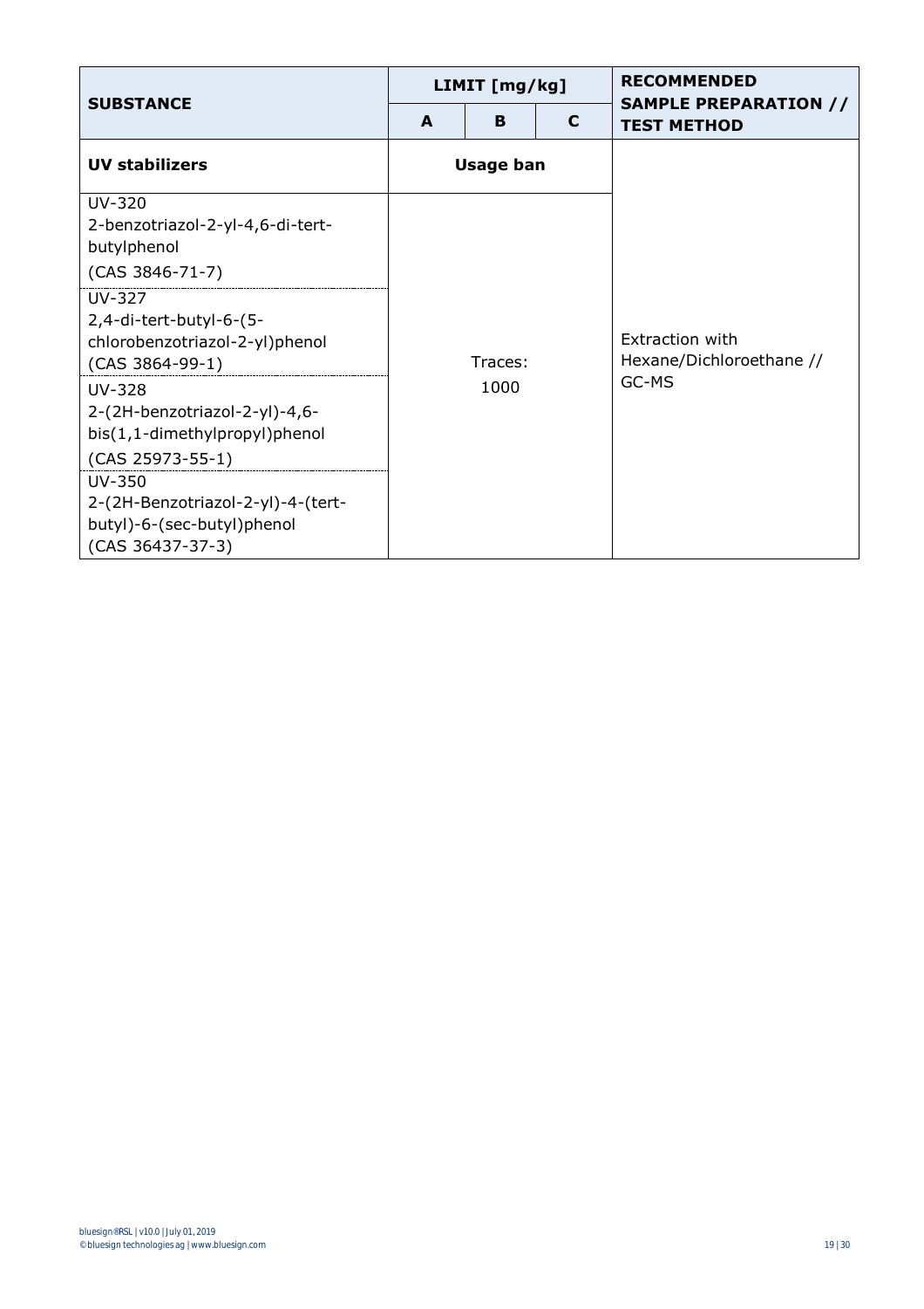| SUBSTANCE | LIMIT [mg/kg] | | | RECOMMENDED SAMPLE PREPARATION // TEST METHOD |
|---|---|---|---|---|
| | A | B | C | |
| **UV stabilizers** | **Usage ban** | | | Extraction with Hexane/Dichloroethane // GC-MS |
| UV-320<br>2-benzotriazol-2-yl-4,6-di-tert-butylphenol<br>(CAS 3846-71-7) | Traces:<br>1000 | | | |
| UV-327<br>2,4-di-tert-butyl-6-(5-chlorobenzotriazol-2-yl)phenol<br>(CAS 3864-99-1) | | | | |
| UV-328<br>2-(2H-benzotriazol-2-yl)-4,6-bis(1,1-dimethylpropyl)phenol<br>(CAS 25973-55-1) | | | | |
| UV-350<br>2-(2H-Benzotriazol-2-yl)-4-(tert-butyl)-6-(sec-butyl)phenol<br>(CAS 36437-37-3) | | | | |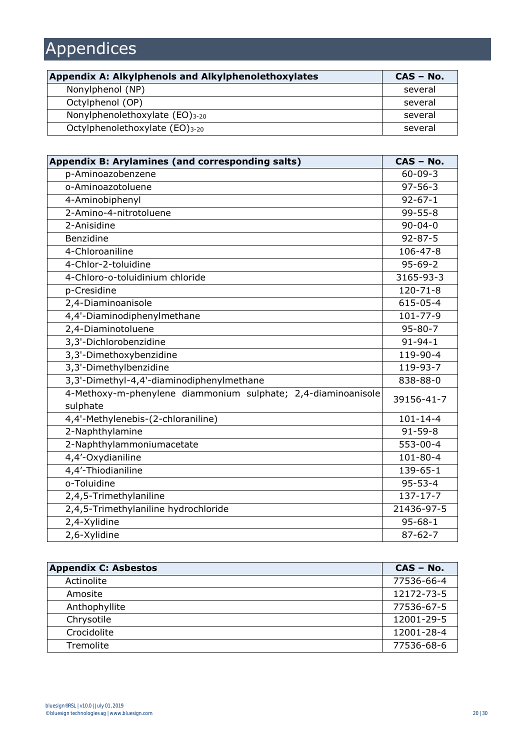# Appendices

| Appendix A: Alkylphenols and Alkylphenolethoxylates | CAS – No. |
|---|---|
| Nonylphenol (NP) | several |
| Octylphenol (OP) | several |
| Nonylphenolethoxylate $(EO)_{3-20}$ | several |
| Octylphenolethoxylate $(EO)_{3-20}$ | several |

| Appendix B: Arylamines (and corresponding salts) | CAS – No. |
|---|---|
| p-Aminoazobenzene | 60-09-3 |
| o-Aminoazotoluene | 97-56-3 |
| 4-Aminobiphenyl | 92-67-1 |
| 2-Amino-4-nitrotoluene | 99-55-8 |
| 2-Anisidine | 90-04-0 |
| Benzidine | 92-87-5 |
| 4-Chloroaniline | 106-47-8 |
| 4-Chlor-2-toluidine | 95-69-2 |
| 4-Chloro-o-toluidinium chloride | 3165-93-3 |
| p-Cresidine | 120-71-8 |
| 2,4-Diaminoanisole | 615-05-4 |
| 4,4'-Diaminodiphenylmethane | 101-77-9 |
| 2,4-Diaminotoluene | 95-80-7 |
| 3,3'-Dichlorobenzidine | 91-94-1 |
| 3,3'-Dimethoxybenzidine | 119-90-4 |
| 3,3'-Dimethylbenzidine | 119-93-7 |
| 3,3'-Dimethyl-4,4'-diaminodiphenylmethane | 838-88-0 |
| 4-Methoxy-m-phenylene diammonium sulphate; 2,4-diaminoanisole sulphate | 39156-41-7 |
| 4,4'-Methylenebis-(2-chloraniline) | 101-14-4 |
| 2-Naphthylamine | 91-59-8 |
| 2-Naphthylammoniumacetate | 553-00-4 |
| 4,4'-Oxydianiline | 101-80-4 |
| 4,4'-Thiodianiline | 139-65-1 |
| o-Toluidine | 95-53-4 |
| 2,4,5-Trimethylaniline | 137-17-7 |
| 2,4,5-Trimethylaniline hydrochloride | 21436-97-5 |
| 2,4-Xylidine | 95-68-1 |
| 2,6-Xylidine | 87-62-7 |

| Appendix C: Asbestos | CAS – No. |
|---|---|
| Actinolite | 77536-66-4 |
| Amosite | 12172-73-5 |
| Anthophyllite | 77536-67-5 |
| Chrysotile | 12001-29-5 |
| Crocidolite | 12001-28-4 |
| Tremolite | 77536-68-6 |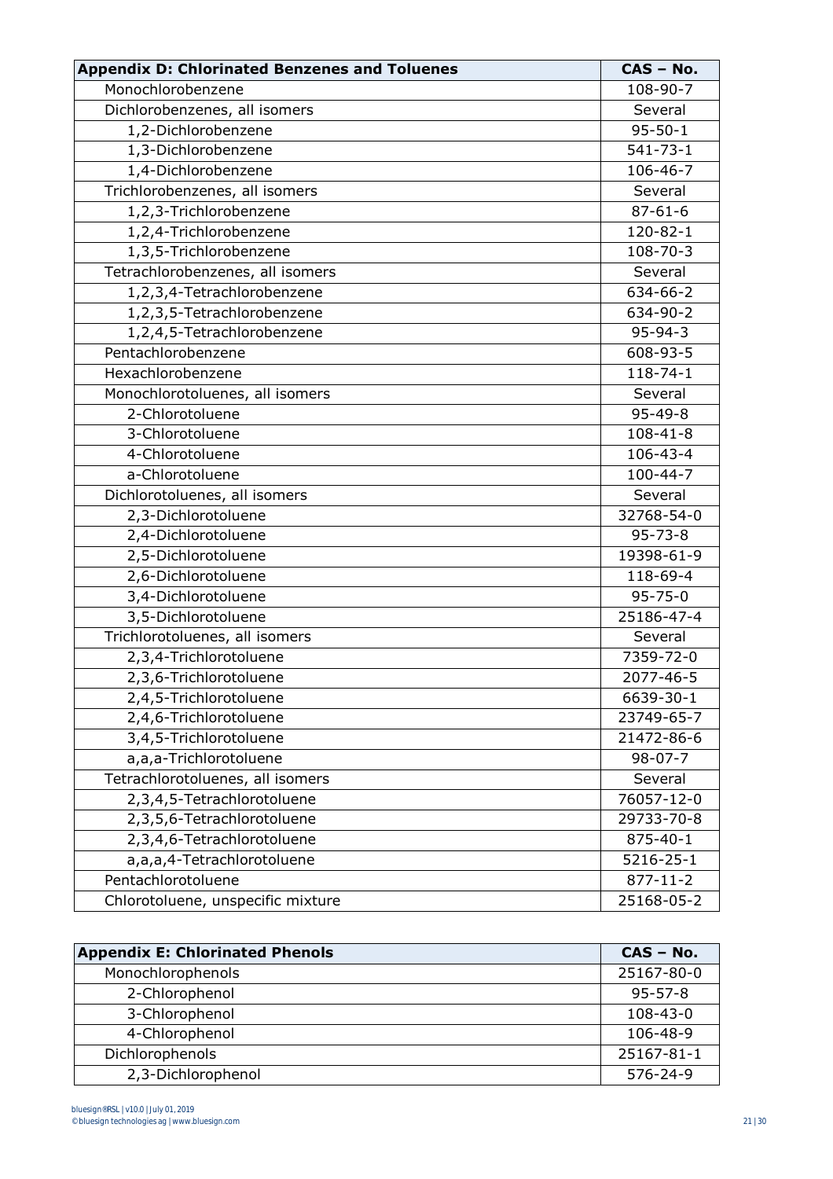| Appendix D: Chlorinated Benzenes and Toluenes | CAS – No. |
|---|---|
| Monochlorobenzene | 108-90-7 |
| Dichlorobenzenes, all isomers | Several |
| 1,2-Dichlorobenzene | 95-50-1 |
| 1,3-Dichlorobenzene | 541-73-1 |
| 1,4-Dichlorobenzene | 106-46-7 |
| Trichlorobenzenes, all isomers | Several |
| 1,2,3-Trichlorobenzene | 87-61-6 |
| 1,2,4-Trichlorobenzene | 120-82-1 |
| 1,3,5-Trichlorobenzene | 108-70-3 |
| Tetrachlorobenzenes, all isomers | Several |
| 1,2,3,4-Tetrachlorobenzene | 634-66-2 |
| 1,2,3,5-Tetrachlorobenzene | 634-90-2 |
| 1,2,4,5-Tetrachlorobenzene | 95-94-3 |
| Pentachlorobenzene | 608-93-5 |
| Hexachlorobenzene | 118-74-1 |
| Monochlorotoluenes, all isomers | Several |
| 2-Chlorotoluene | 95-49-8 |
| 3-Chlorotoluene | 108-41-8 |
| 4-Chlorotoluene | 106-43-4 |
| a-Chlorotoluene | 100-44-7 |
| Dichlorotoluenes, all isomers | Several |
| 2,3-Dichlorotoluene | 32768-54-0 |
| 2,4-Dichlorotoluene | 95-73-8 |
| 2,5-Dichlorotoluene | 19398-61-9 |
| 2,6-Dichlorotoluene | 118-69-4 |
| 3,4-Dichlorotoluene | 95-75-0 |
| 3,5-Dichlorotoluene | 25186-47-4 |
| Trichlorotoluenes, all isomers | Several |
| 2,3,4-Trichlorotoluene | 7359-72-0 |
| 2,3,6-Trichlorotoluene | 2077-46-5 |
| 2,4,5-Trichlorotoluene | 6639-30-1 |
| 2,4,6-Trichlorotoluene | 23749-65-7 |
| 3,4,5-Trichlorotoluene | 21472-86-6 |
| a,a,a-Trichlorotoluene | 98-07-7 |
| Tetrachlorotoluenes, all isomers | Several |
| 2,3,4,5-Tetrachlorotoluene | 76057-12-0 |
| 2,3,5,6-Tetrachlorotoluene | 29733-70-8 |
| 2,3,4,6-Tetrachlorotoluene | 875-40-1 |
| a,a,a,4-Tetrachlorotoluene | 5216-25-1 |
| Pentachlorotoluene | 877-11-2 |
| Chlorotoluene, unspecific mixture | 25168-05-2 |

| Appendix E: Chlorinated Phenols | CAS – No. |
|---|---|
| Monochlorophenols | 25167-80-0 |
| 2-Chlorophenol | 95-57-8 |
| 3-Chlorophenol | 108-43-0 |
| 4-Chlorophenol | 106-48-9 |
| Dichlorophenols | 25167-81-1 |
| 2,3-Dichlorophenol | 576-24-9 |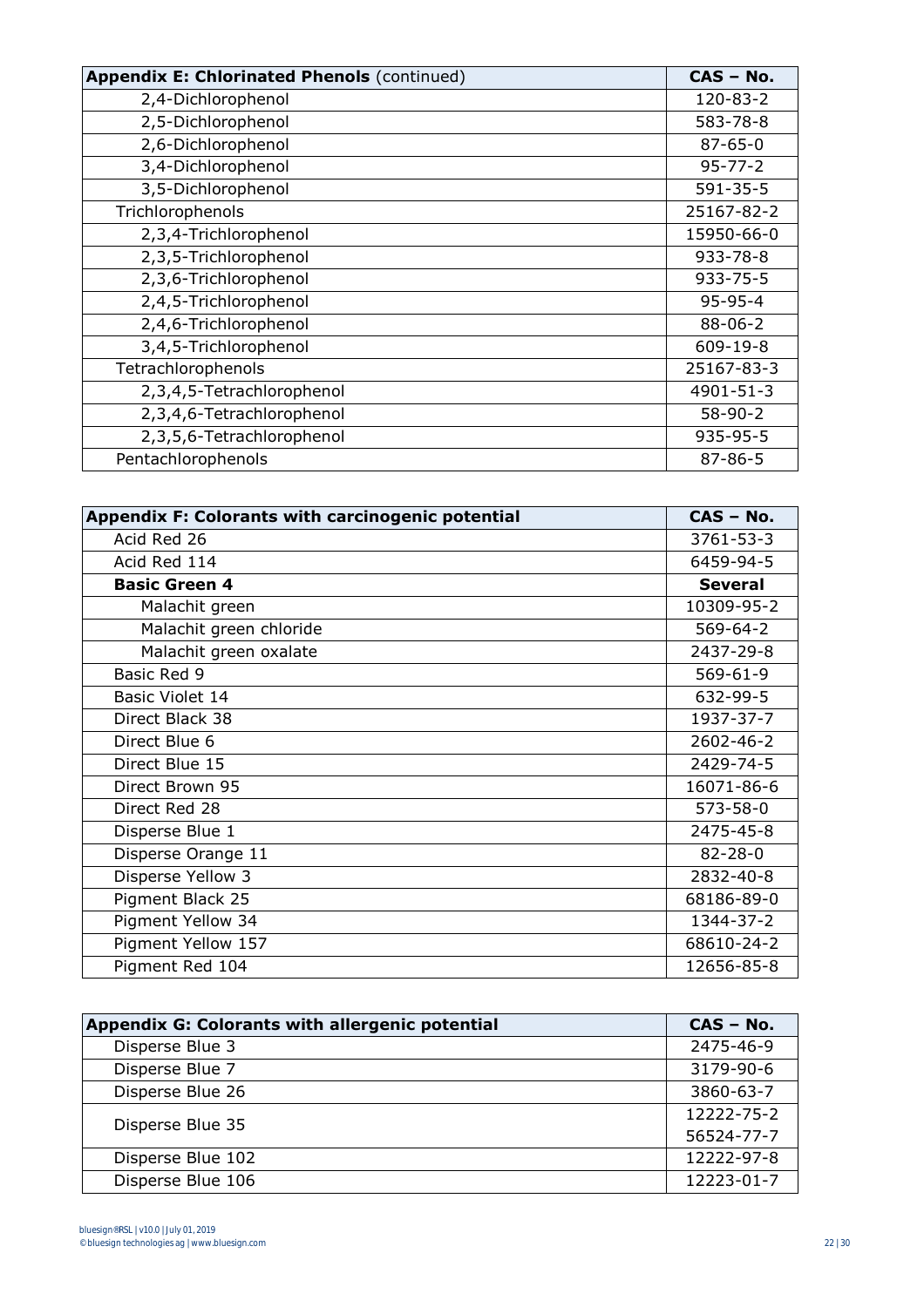| **Appendix E: Chlorinated Phenols** (continued) | **CAS – No.** |
|---|---|
| 2,4-Dichlorophenol | 120-83-2 |
| 2,5-Dichlorophenol | 583-78-8 |
| 2,6-Dichlorophenol | 87-65-0 |
| 3,4-Dichlorophenol | 95-77-2 |
| 3,5-Dichlorophenol | 591-35-5 |
| Trichlorophenols | 25167-82-2 |
| 2,3,4-Trichlorophenol | 15950-66-0 |
| 2,3,5-Trichlorophenol | 933-78-8 |
| 2,3,6-Trichlorophenol | 933-75-5 |
| 2,4,5-Trichlorophenol | 95-95-4 |
| 2,4,6-Trichlorophenol | 88-06-2 |
| 3,4,5-Trichlorophenol | 609-19-8 |
| Tetrachlorophenols | 25167-83-3 |
| 2,3,4,5-Tetrachlorophenol | 4901-51-3 |
| 2,3,4,6-Tetrachlorophenol | 58-90-2 |
| 2,3,5,6-Tetrachlorophenol | 935-95-5 |
| Pentachlorophenols | 87-86-5 |

| **Appendix F: Colorants with carcinogenic potential** | **CAS – No.** |
|---|---|
| Acid Red 26 | 3761-53-3 |
| Acid Red 114 | 6459-94-5 |
| **Basic Green 4** | **Several** |
| Malachit green | 10309-95-2 |
| Malachit green chloride | 569-64-2 |
| Malachit green oxalate | 2437-29-8 |
| Basic Red 9 | 569-61-9 |
| Basic Violet 14 | 632-99-5 |
| Direct Black 38 | 1937-37-7 |
| Direct Blue 6 | 2602-46-2 |
| Direct Blue 15 | 2429-74-5 |
| Direct Brown 95 | 16071-86-6 |
| Direct Red 28 | 573-58-0 |
| Disperse Blue 1 | 2475-45-8 |
| Disperse Orange 11 | 82-28-0 |
| Disperse Yellow 3 | 2832-40-8 |
| Pigment Black 25 | 68186-89-0 |
| Pigment Yellow 34 | 1344-37-2 |
| Pigment Yellow 157 | 68610-24-2 |
| Pigment Red 104 | 12656-85-8 |

| **Appendix G: Colorants with allergenic potential** | **CAS – No.** |
|---|---|
| Disperse Blue 3 | 2475-46-9 |
| Disperse Blue 7 | 3179-90-6 |
| Disperse Blue 26 | 3860-63-7 |
| Disperse Blue 35 | 12222-75-2<br>56524-77-7 |
| Disperse Blue 102 | 12222-97-8 |
| Disperse Blue 106 | 12223-01-7 |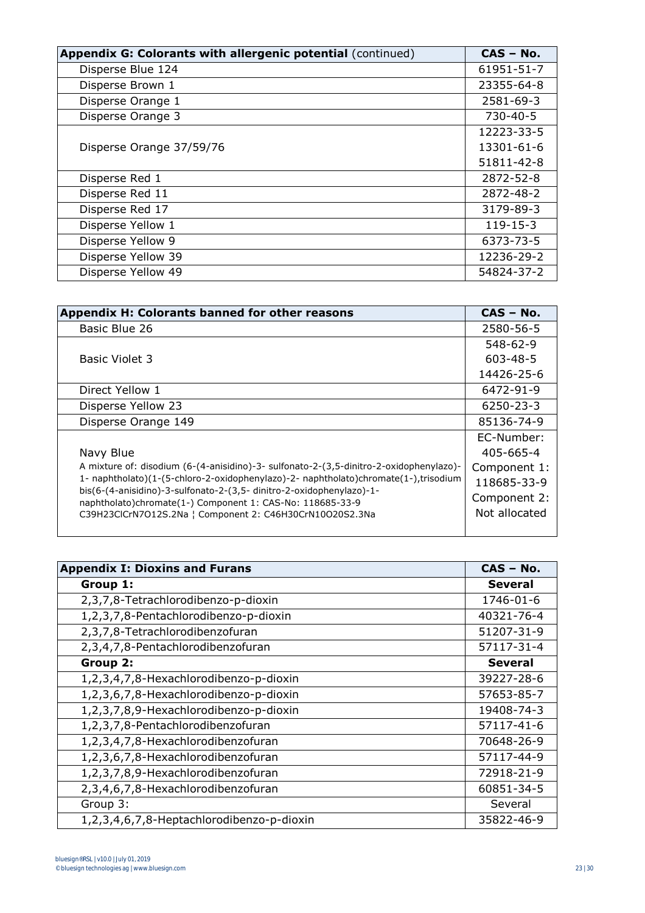| Appendix G: Colorants with allergenic potential (continued) | CAS – No. |
|---|---|
| Disperse Blue 124 | 61951-51-7 |
| Disperse Brown 1 | 23355-64-8 |
| Disperse Orange 1 | 2581-69-3 |
| Disperse Orange 3 | 730-40-5 |
| Disperse Orange 37/59/76 | 12223-33-5<br>13301-61-6<br>51811-42-8 |
| Disperse Red 1 | 2872-52-8 |
| Disperse Red 11 | 2872-48-2 |
| Disperse Red 17 | 3179-89-3 |
| Disperse Yellow 1 | 119-15-3 |
| Disperse Yellow 9 | 6373-73-5 |
| Disperse Yellow 39 | 12236-29-2 |
| Disperse Yellow 49 | 54824-37-2 |

| Appendix H: Colorants banned for other reasons | CAS – No. |
|---|---|
| Basic Blue 26 | 2580-56-5 |
| Basic Violet 3 | 548-62-9<br>603-48-5<br>14426-25-6 |
| Direct Yellow 1 | 6472-91-9 |
| Disperse Yellow 23 | 6250-23-3 |
| Disperse Orange 149 | 85136-74-9 |
| Navy Blue<br>A mixture of: disodium (6-(4-anisidino)-3- sulfonato-2-(3,5-dinitro-2-oxidophenylazo)-1- naphtholato)(1-(5-chloro-2-oxidophenylazo)-2- naphtholato)chromate(1-),trisodium bis(6-(4-anisidino)-3-sulfonato-2-(3,5- dinitro-2-oxidophenylazo)-1-naphtholato)chromate(1-) Component 1: CAS-No: 118685-33-9 $C_{39}H_{23}ClCrN_7O_{12}S.2Na$ ¦ Component 2: $C_{46}H_{30}CrN_{10}O_{20}S_2.3Na$ | EC-Number: 405-665-4<br>Component 1: 118685-33-9<br>Component 2: Not allocated |

| Appendix I: Dioxins and Furans | CAS – No. |
|---|---|
| **Group 1:** | **Several** |
| 2,3,7,8-Tetrachlorodibenzo-p-dioxin | 1746-01-6 |
| 1,2,3,7,8-Pentachlorodibenzo-p-dioxin | 40321-76-4 |
| 2,3,7,8-Tetrachlorodibenzofuran | 51207-31-9 |
| 2,3,4,7,8-Pentachlorodibenzofuran | 57117-31-4 |
| **Group 2:** | **Several** |
| 1,2,3,4,7,8-Hexachlorodibenzo-p-dioxin | 39227-28-6 |
| 1,2,3,6,7,8-Hexachlorodibenzo-p-dioxin | 57653-85-7 |
| 1,2,3,7,8,9-Hexachlorodibenzo-p-dioxin | 19408-74-3 |
| 1,2,3,7,8-Pentachlorodibenzofuran | 57117-41-6 |
| 1,2,3,4,7,8-Hexachlorodibenzofuran | 70648-26-9 |
| 1,2,3,6,7,8-Hexachlorodibenzofuran | 57117-44-9 |
| 1,2,3,7,8,9-Hexachlorodibenzofuran | 72918-21-9 |
| 2,3,4,6,7,8-Hexachlorodibenzofuran | 60851-34-5 |
| Group 3: | Several |
| 1,2,3,4,6,7,8-Heptachlorodibenzo-p-dioxin | 35822-46-9 |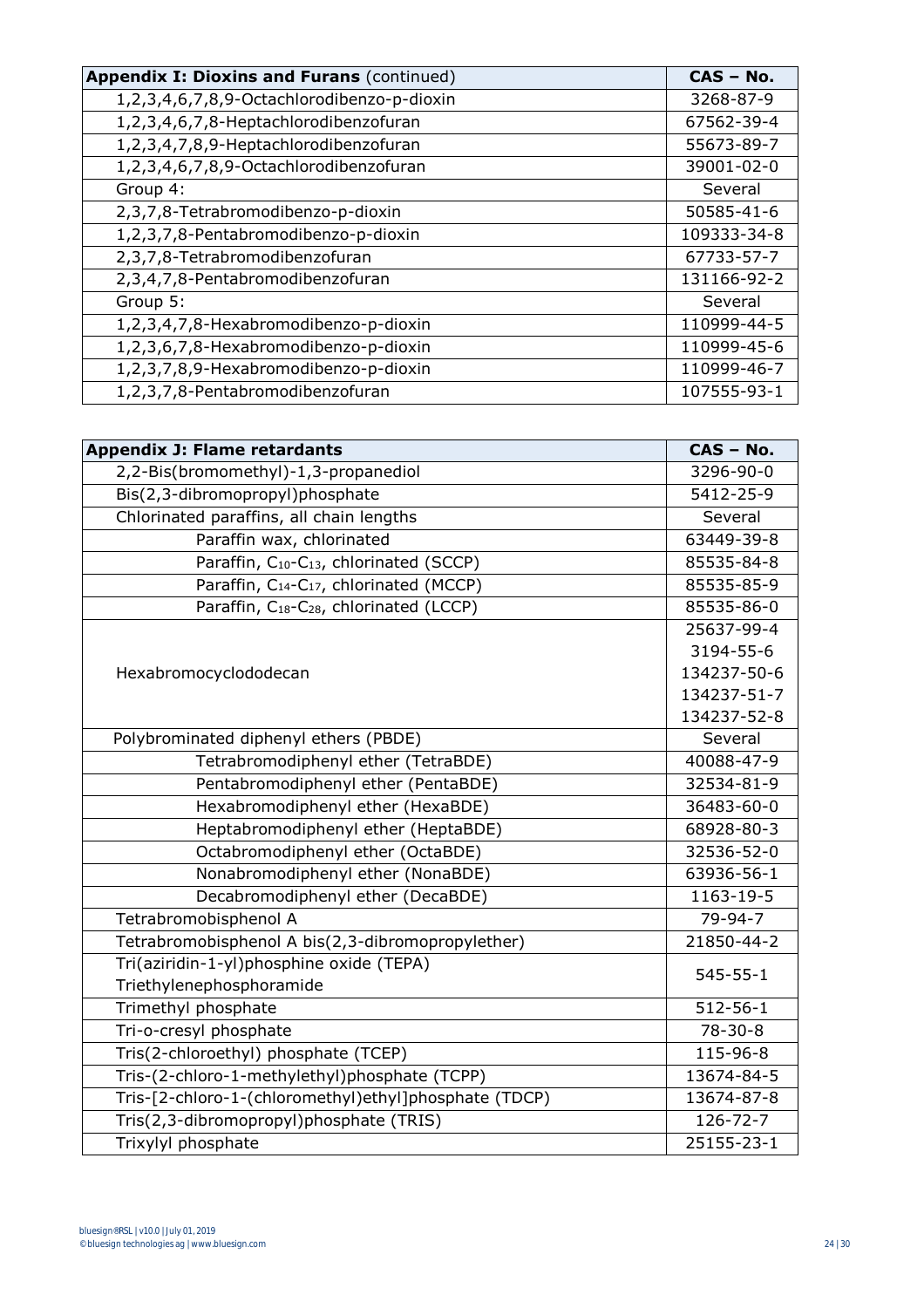| Appendix I: Dioxins and Furans (continued) | CAS – No. |
|---|---|
| 1,2,3,4,6,7,8,9-Octachlorodibenzo-p-dioxin | 3268-87-9 |
| 1,2,3,4,6,7,8-Heptachlorodibenzofuran | 67562-39-4 |
| 1,2,3,4,7,8,9-Heptachlorodibenzofuran | 55673-89-7 |
| 1,2,3,4,6,7,8,9-Octachlorodibenzofuran | 39001-02-0 |
| Group 4: | Several |
| 2,3,7,8-Tetrabromodibenzo-p-dioxin | 50585-41-6 |
| 1,2,3,7,8-Pentabromodibenzo-p-dioxin | 109333-34-8 |
| 2,3,7,8-Tetrabromodibenzofuran | 67733-57-7 |
| 2,3,4,7,8-Pentabromodibenzofuran | 131166-92-2 |
| Group 5: | Several |
| 1,2,3,4,7,8-Hexabromodibenzo-p-dioxin | 110999-44-5 |
| 1,2,3,6,7,8-Hexabromodibenzo-p-dioxin | 110999-45-6 |
| 1,2,3,7,8,9-Hexabromodibenzo-p-dioxin | 110999-46-7 |
| 1,2,3,7,8-Pentabromodibenzofuran | 107555-93-1 |

| Appendix J: Flame retardants | CAS – No. |
|---|---|
| 2,2-Bis(bromomethyl)-1,3-propanediol | 3296-90-0 |
| Bis(2,3-dibromopropyl)phosphate | 5412-25-9 |
| Chlorinated paraffins, all chain lengths | Several |
| Paraffin wax, chlorinated | 63449-39-8 |
| Paraffin, $C_{10}$-$C_{13}$, chlorinated (SCCP) | 85535-84-8 |
| Paraffin, $C_{14}$-$C_{17}$, chlorinated (MCCP) | 85535-85-9 |
| Paraffin, $C_{18}$-$C_{28}$, chlorinated (LCCP) | 85535-86-0 |
| Hexabromocyclododecan | 25637-99-4<br>3194-55-6<br>134237-50-6<br>134237-51-7<br>134237-52-8 |
| Polybrominated diphenyl ethers (PBDE) | Several |
| Tetrabromodiphenyl ether (TetraBDE) | 40088-47-9 |
| Pentabromodiphenyl ether (PentaBDE) | 32534-81-9 |
| Hexabromodiphenyl ether (HexaBDE) | 36483-60-0 |
| Heptabromodiphenyl ether (HeptaBDE) | 68928-80-3 |
| Octabromodiphenyl ether (OctaBDE) | 32536-52-0 |
| Nonabromodiphenyl ether (NonaBDE) | 63936-56-1 |
| Decabromodiphenyl ether (DecaBDE) | 1163-19-5 |
| Tetrabromobisphenol A | 79-94-7 |
| Tetrabromobisphenol A bis(2,3-dibromopropylether) | 21850-44-2 |
| Tri(aziridin-1-yl)phosphine oxide (TEPA)<br>Triethylenephosphoramide | 545-55-1 |
| Trimethyl phosphate | 512-56-1 |
| Tri-o-cresyl phosphate | 78-30-8 |
| Tris(2-chloroethyl) phosphate (TCEP) | 115-96-8 |
| Tris-(2-chloro-1-methylethyl)phosphate (TCPP) | 13674-84-5 |
| Tris-[2-chloro-1-(chloromethyl)ethyl]phosphate (TDCP) | 13674-87-8 |
| Tris(2,3-dibromopropyl)phosphate (TRIS) | 126-72-7 |
| Trixylyl phosphate | 25155-23-1 |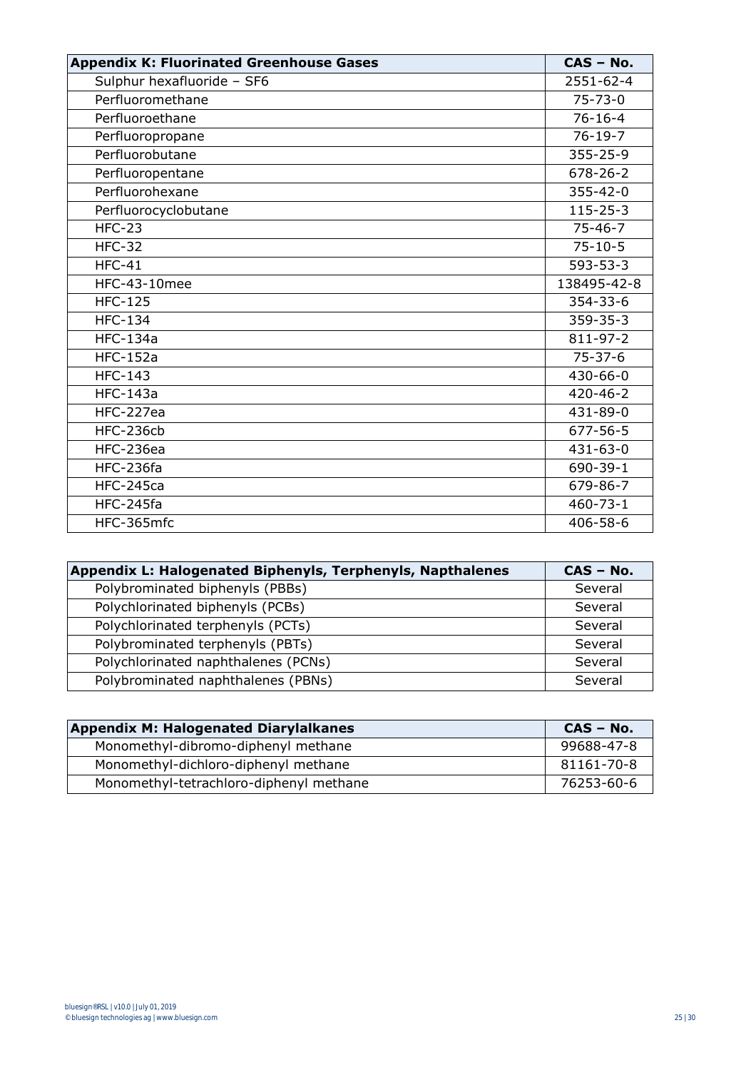| Appendix K: Fluorinated Greenhouse Gases | CAS – No. |
|---|---|
| Sulphur hexafluoride – SF6 | 2551-62-4 |
| Perfluoromethane | 75-73-0 |
| Perfluoroethane | 76-16-4 |
| Perfluoropropane | 76-19-7 |
| Perfluorobutane | 355-25-9 |
| Perfluoropentane | 678-26-2 |
| Perfluorohexane | 355-42-0 |
| Perfluorocyclobutane | 115-25-3 |
| HFC-23 | 75-46-7 |
| HFC-32 | 75-10-5 |
| HFC-41 | 593-53-3 |
| HFC-43-10mee | 138495-42-8 |
| HFC-125 | 354-33-6 |
| HFC-134 | 359-35-3 |
| HFC-134a | 811-97-2 |
| HFC-152a | 75-37-6 |
| HFC-143 | 430-66-0 |
| HFC-143a | 420-46-2 |
| HFC-227ea | 431-89-0 |
| HFC-236cb | 677-56-5 |
| HFC-236ea | 431-63-0 |
| HFC-236fa | 690-39-1 |
| HFC-245ca | 679-86-7 |
| HFC-245fa | 460-73-1 |
| HFC-365mfc | 406-58-6 |

| Appendix L: Halogenated Biphenyls, Terphenyls, Napthalenes | CAS – No. |
|---|---|
| Polybrominated biphenyls (PBBs) | Several |
| Polychlorinated biphenyls (PCBs) | Several |
| Polychlorinated terphenyls (PCTs) | Several |
| Polybrominated terphenyls (PBTs) | Several |
| Polychlorinated naphthalenes (PCNs) | Several |
| Polybrominated naphthalenes (PBNs) | Several |

| Appendix M: Halogenated Diarylalkanes | CAS – No. |
|---|---|
| Monomethyl-dibromo-diphenyl methane | 99688-47-8 |
| Monomethyl-dichloro-diphenyl methane | 81161-70-8 |
| Monomethyl-tetrachloro-diphenyl methane | 76253-60-6 |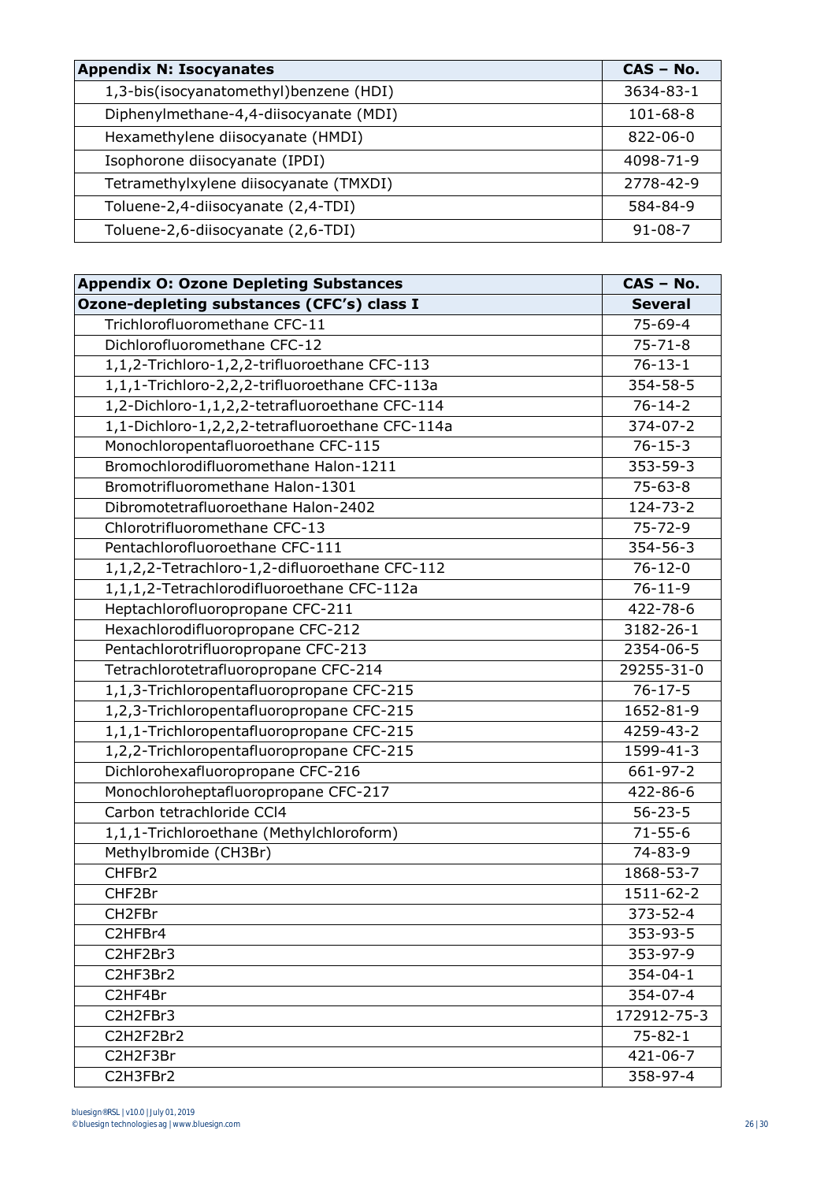| Appendix N: Isocyanates | CAS – No. |
|---|---|
| 1,3-bis(isocyanatomethyl)benzene (HDI) | 3634-83-1 |
| Diphenylmethane-4,4-diisocyanate (MDI) | 101-68-8 |
| Hexamethylene diisocyanate (HMDI) | 822-06-0 |
| Isophorone diisocyanate (IPDI) | 4098-71-9 |
| Tetramethylxylene diisocyanate (TMXDI) | 2778-42-9 |
| Toluene-2,4-diisocyanate (2,4-TDI) | 584-84-9 |
| Toluene-2,6-diisocyanate (2,6-TDI) | 91-08-7 |

| Appendix O: Ozone Depleting Substances | CAS – No. |
|---|---|
| **Ozone-depleting substances (CFC's) class I** | **Several** |
| Trichlorofluoromethane CFC-11 | 75-69-4 |
| Dichlorofluoromethane CFC-12 | 75-71-8 |
| 1,1,2-Trichloro-1,2,2-trifluoroethane CFC-113 | 76-13-1 |
| 1,1,1-Trichloro-2,2,2-trifluoroethane CFC-113a | 354-58-5 |
| 1,2-Dichloro-1,1,2,2-tetrafluoroethane CFC-114 | 76-14-2 |
| 1,1-Dichloro-1,2,2,2-tetrafluoroethane CFC-114a | 374-07-2 |
| Monochloropentafluoroethane CFC-115 | 76-15-3 |
| Bromochlorodifluoromethane Halon-1211 | 353-59-3 |
| Bromotrifluoromethane Halon-1301 | 75-63-8 |
| Dibromotetrafluoroethane Halon-2402 | 124-73-2 |
| Chlorotrifluoromethane CFC-13 | 75-72-9 |
| Pentachlorofluoroethane CFC-111 | 354-56-3 |
| 1,1,2,2-Tetrachloro-1,2-difluoroethane CFC-112 | 76-12-0 |
| 1,1,1,2-Tetrachlorodifluoroethane CFC-112a | 76-11-9 |
| Heptachlorofluoropropane CFC-211 | 422-78-6 |
| Hexachlorodifluoropropane CFC-212 | 3182-26-1 |
| Pentachlorotrifluoropropane CFC-213 | 2354-06-5 |
| Tetrachlorotetrafluoropropane CFC-214 | 29255-31-0 |
| 1,1,3-Trichloropentafluoropropane CFC-215 | 76-17-5 |
| 1,2,3-Trichloropentafluoropropane CFC-215 | 1652-81-9 |
| 1,1,1-Trichloropentafluoropropane CFC-215 | 4259-43-2 |
| 1,2,2-Trichloropentafluoropropane CFC-215 | 1599-41-3 |
| Dichlorohexafluoropropane CFC-216 | 661-97-2 |
| Monochloroheptafluoropropane CFC-217 | 422-86-6 |
| Carbon tetrachloride $CCl_4$ | 56-23-5 |
| 1,1,1-Trichloroethane (Methylchloroform) | 71-55-6 |
| Methylbromide ($CH_3Br$) | 74-83-9 |
| $CHFBr_2$ | 1868-53-7 |
| $CHF_2Br$ | 1511-62-2 |
| $CH_2FBr$ | 373-52-4 |
| $C_2HFBr_4$ | 353-93-5 |
| $C_2HF_2Br_3$ | 353-97-9 |
| $C_2HF_3Br_2$ | 354-04-1 |
| $C_2HF_4Br$ | 354-07-4 |
| $C_2H_2FBr_3$ | 172912-75-3 |
| $C_2H_2F_2Br_2$ | 75-82-1 |
| $C_2H_2F_3Br$ | 421-06-7 |
| $C_2H_3FBr_2$ | 358-97-4 |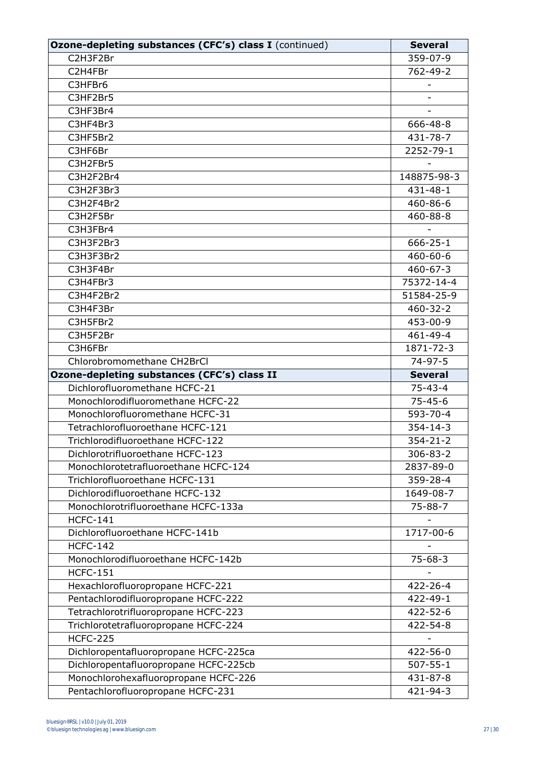| Ozone-depleting substances (CFC's) class I (continued) | Several |
|---|---|
| $C_2H_3F_2Br$ | 359-07-9 |
| $C_2H_4FBr$ | 762-49-2 |
| $C_3HFBr_6$ | - |
| $C_3HF_2Br_5$ | - |
| $C_3HF_3Br_4$ | - |
| $C_3HF_4Br_3$ | 666-48-8 |
| $C_3HF_5Br_2$ | 431-78-7 |
| $C_3HF_6Br$ | 2252-79-1 |
| $C_3H_2FBr_5$ | - |
| $C_3H_2F_2Br_4$ | 148875-98-3 |
| $C_3H_2F_3Br_3$ | 431-48-1 |
| $C_3H_2F_4Br_2$ | 460-86-6 |
| $C_3H_2F_5Br$ | 460-88-8 |
| $C_3H_3FBr_4$ | - |
| $C_3H_3F_2Br_3$ | 666-25-1 |
| $C_3H_3F_3Br_2$ | 460-60-6 |
| $C_3H_3F_4Br$ | 460-67-3 |
| $C_3H_4FBr_3$ | 75372-14-4 |
| $C_3H_4F_2Br_2$ | 51584-25-9 |
| $C_3H_4F_3Br$ | 460-32-2 |
| $C_3H_5FBr_2$ | 453-00-9 |
| $C_3H_5F_2Br$ | 461-49-4 |
| $C_3H_6FBr$ | 1871-72-3 |
| Chlorobromomethane $CH_2BrCl$ | 74-97-5 |
| **Ozone-depleting substances (CFC's) class II** | **Several** |
| Dichlorofluoromethane HCFC-21 | 75-43-4 |
| Monochlorodifluoromethane HCFC-22 | 75-45-6 |
| Monochlorofluoromethane HCFC-31 | 593-70-4 |
| Tetrachlorofluoroethane HCFC-121 | 354-14-3 |
| Trichlorodifluoroethane HCFC-122 | 354-21-2 |
| Dichlorotrifluoroethane HCFC-123 | 306-83-2 |
| Monochlorotetrafluoroethane HCFC-124 | 2837-89-0 |
| Trichlorofluoroethane HCFC-131 | 359-28-4 |
| Dichlorodifluoroethane HCFC-132 | 1649-08-7 |
| Monochlorotrifluoroethane HCFC-133a | 75-88-7 |
| HCFC-141 | - |
| Dichlorofluoroethane HCFC-141b | 1717-00-6 |
| HCFC-142 | - |
| Monochlorodifluoroethane HCFC-142b | 75-68-3 |
| HCFC-151 | - |
| Hexachlorofluoropropane HCFC-221 | 422-26-4 |
| Pentachlorodifluoropropane HCFC-222 | 422-49-1 |
| Tetrachlorotrifluoropropane HCFC-223 | 422-52-6 |
| Trichlorotetrafluoropropane HCFC-224 | 422-54-8 |
| HCFC-225 | - |
| Dichloropentafluoropropane HCFC-225ca | 422-56-0 |
| Dichloropentafluoropropane HCFC-225cb | 507-55-1 |
| Monochlorohexafluoropropane HCFC-226 | 431-87-8 |
| Pentachlorofluoropropane HCFC-231 | 421-94-3 |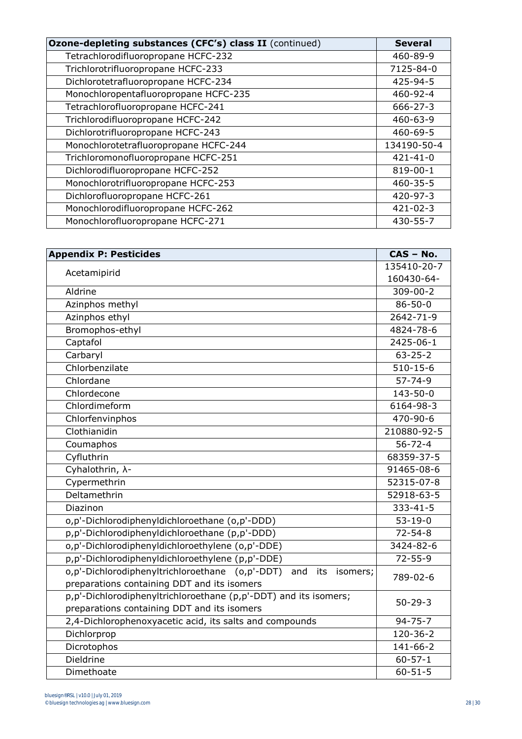| Ozone-depleting substances (CFC's) class II (continued) | Several |
|---|---|
| Tetrachlorodifluoropropane HCFC-232 | 460-89-9 |
| Trichlorotrifluoropropane HCFC-233 | 7125-84-0 |
| Dichlorotetrafluoropropane HCFC-234 | 425-94-5 |
| Monochloropentafluoropropane HCFC-235 | 460-92-4 |
| Tetrachlorofluoropropane HCFC-241 | 666-27-3 |
| Trichlorodifluoropropane HCFC-242 | 460-63-9 |
| Dichlorotrifluoropropane HCFC-243 | 460-69-5 |
| Monochlorotetrafluoropropane HCFC-244 | 134190-50-4 |
| Trichloromonofluoropropane HCFC-251 | 421-41-0 |
| Dichlorodifluoropropane HCFC-252 | 819-00-1 |
| Monochlorotrifluoropropane HCFC-253 | 460-35-5 |
| Dichlorofluoropropane HCFC-261 | 420-97-3 |
| Monochlorodifluoropropane HCFC-262 | 421-02-3 |
| Monochlorofluoropropane HCFC-271 | 430-55-7 |

| Appendix P: Pesticides | CAS – No. |
|---|---|
| Acetamipirid | 135410-20-7<br>160430-64- |
| Aldrine | 309-00-2 |
| Azinphos methyl | 86-50-0 |
| Azinphos ethyl | 2642-71-9 |
| Bromophos-ethyl | 4824-78-6 |
| Captafol | 2425-06-1 |
| Carbaryl | 63-25-2 |
| Chlorbenzilate | 510-15-6 |
| Chlordane | 57-74-9 |
| Chlordecone | 143-50-0 |
| Chlordimeform | 6164-98-3 |
| Chlorfenvinphos | 470-90-6 |
| Clothianidin | 210880-92-5 |
| Coumaphos | 56-72-4 |
| Cyfluthrin | 68359-37-5 |
| Cyhalothrin, λ- | 91465-08-6 |
| Cypermethrin | 52315-07-8 |
| Deltamethrin | 52918-63-5 |
| Diazinon | 333-41-5 |
| o,p'-Dichlorodiphenyldichloroethane (o,p'-DDD) | 53-19-0 |
| p,p'-Dichlorodiphenyldichloroethane (p,p'-DDD) | 72-54-8 |
| o,p'-Dichlorodiphenyldichloroethylene (o,p'-DDE) | 3424-82-6 |
| p,p'-Dichlorodiphenyldichloroethylene (p,p'-DDE) | 72-55-9 |
| o,p'-Dichlorodiphenyltrichloroethane (o,p'-DDT) and its isomers; preparations containing DDT and its isomers | 789-02-6 |
| p,p'-Dichlorodiphenyltrichloroethane (p,p'-DDT) and its isomers; preparations containing DDT and its isomers | 50-29-3 |
| 2,4-Dichlorophenoxyacetic acid, its salts and compounds | 94-75-7 |
| Dichlorprop | 120-36-2 |
| Dicrotophos | 141-66-2 |
| Dieldrine | 60-57-1 |
| Dimethoate | 60-51-5 |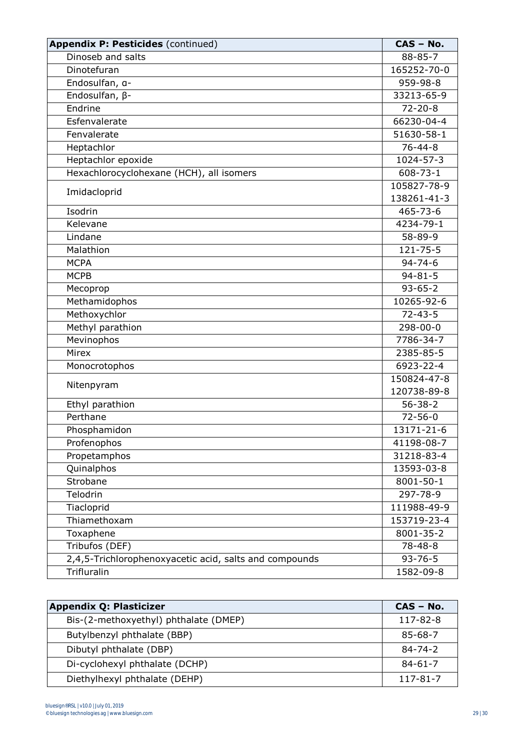| **Appendix P: Pesticides** (continued) | **CAS – No.** |
| --- | --- |
| Dinoseb and salts | 88-85-7 |
| Dinotefuran | 165252-70-0 |
| Endosulfan, α- | 959-98-8 |
| Endosulfan, β- | 33213-65-9 |
| Endrine | 72-20-8 |
| Esfenvalerate | 66230-04-4 |
| Fenvalerate | 51630-58-1 |
| Heptachlor | 76-44-8 |
| Heptachlor epoxide | 1024-57-3 |
| Hexachlorocyclohexane (HCH), all isomers | 608-73-1 |
| Imidacloprid | 105827-78-9<br>138261-41-3 |
| Isodrin | 465-73-6 |
| Kelevane | 4234-79-1 |
| Lindane | 58-89-9 |
| Malathion | 121-75-5 |
| MCPA | 94-74-6 |
| MCPB | 94-81-5 |
| Mecoprop | 93-65-2 |
| Methamidophos | 10265-92-6 |
| Methoxychlor | 72-43-5 |
| Methyl parathion | 298-00-0 |
| Mevinophos | 7786-34-7 |
| Mirex | 2385-85-5 |
| Monocrotophos | 6923-22-4 |
| Nitenpyram | 150824-47-8<br>120738-89-8 |
| Ethyl parathion | 56-38-2 |
| Perthane | 72-56-0 |
| Phosphamidon | 13171-21-6 |
| Profenophos | 41198-08-7 |
| Propetamphos | 31218-83-4 |
| Quinalphos | 13593-03-8 |
| Strobane | 8001-50-1 |
| Telodrin | 297-78-9 |
| Tiacloprid | 111988-49-9 |
| Thiamethoxam | 153719-23-4 |
| Toxaphene | 8001-35-2 |
| Tribufos (DEF) | 78-48-8 |
| 2,4,5-Trichlorophenoxyacetic acid, salts and compounds | 93-76-5 |
| Trifluralin | 1582-09-8 |

| **Appendix Q: Plasticizer** | **CAS – No.** |
| --- | --- |
| Bis-(2-methoxyethyl) phthalate (DMEP) | 117-82-8 |
| Butylbenzyl phthalate (BBP) | 85-68-7 |
| Dibutyl phthalate (DBP) | 84-74-2 |
| Di-cyclohexyl phthalate (DCHP) | 84-61-7 |
| Diethylhexyl phthalate (DEHP) | 117-81-7 |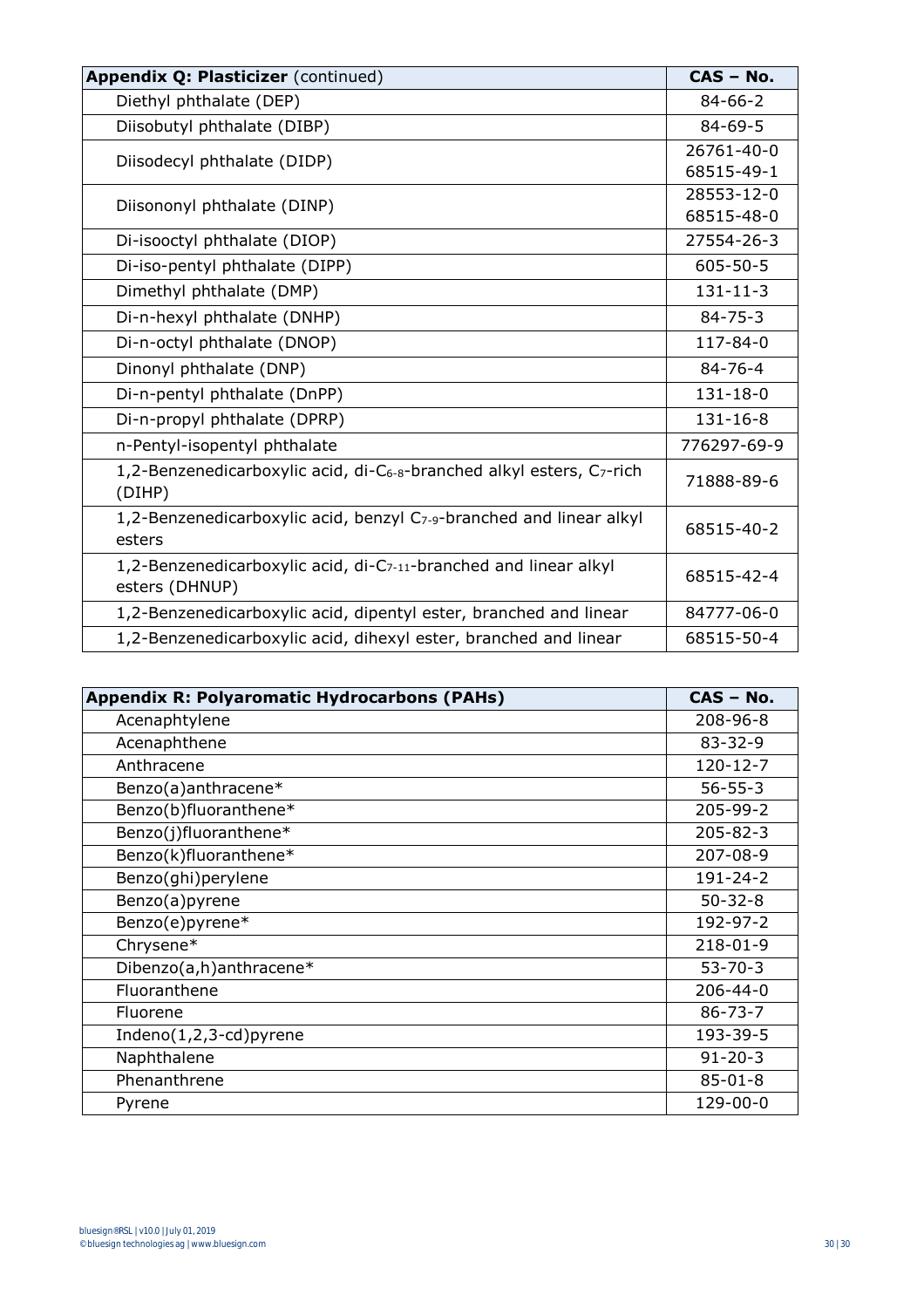| Appendix Q: Plasticizer (continued) | CAS – No. |
| --- | --- |
| Diethyl phthalate (DEP) | 84-66-2 |
| Diisobutyl phthalate (DIBP) | 84-69-5 |
| Diisodecyl phthalate (DIDP) | 26761-40-0<br>68515-49-1 |
| Diisononyl phthalate (DINP) | 28553-12-0<br>68515-48-0 |
| Di-isooctyl phthalate (DIOP) | 27554-26-3 |
| Di-iso-pentyl phthalate (DIPP) | 605-50-5 |
| Dimethyl phthalate (DMP) | 131-11-3 |
| Di-n-hexyl phthalate (DNHP) | 84-75-3 |
| Di-n-octyl phthalate (DNOP) | 117-84-0 |
| Dinonyl phthalate (DNP) | 84-76-4 |
| Di-n-pentyl phthalate (DnPP) | 131-18-0 |
| Di-n-propyl phthalate (DPRP) | 131-16-8 |
| n-Pentyl-isopentyl phthalate | 776297-69-9 |
| 1,2-Benzenedicarboxylic acid, di-$C_{6-8}$-branched alkyl esters, $C_7$-rich (DIHP) | 71888-89-6 |
| 1,2-Benzenedicarboxylic acid, benzyl $C_{7-9}$-branched and linear alkyl esters | 68515-40-2 |
| 1,2-Benzenedicarboxylic acid, di-$C_{7-11}$-branched and linear alkyl esters (DHNUP) | 68515-42-4 |
| 1,2-Benzenedicarboxylic acid, dipentyl ester, branched and linear | 84777-06-0 |
| 1,2-Benzenedicarboxylic acid, dihexyl ester, branched and linear | 68515-50-4 |

| Appendix R: Polyaromatic Hydrocarbons (PAHs) | CAS – No. |
| --- | --- |
| Acenaphtylene | 208-96-8 |
| Acenaphthene | 83-32-9 |
| Anthracene | 120-12-7 |
| Benzo(a)anthracene* | 56-55-3 |
| Benzo(b)fluoranthene* | 205-99-2 |
| Benzo(j)fluoranthene* | 205-82-3 |
| Benzo(k)fluoranthene* | 207-08-9 |
| Benzo(ghi)perylene | 191-24-2 |
| Benzo(a)pyrene | 50-32-8 |
| Benzo(e)pyrene* | 192-97-2 |
| Chrysene* | 218-01-9 |
| Dibenzo(a,h)anthracene* | 53-70-3 |
| Fluoranthene | 206-44-0 |
| Fluorene | 86-73-7 |
| Indeno(1,2,3-cd)pyrene | 193-39-5 |
| Naphthalene | 91-20-3 |
| Phenanthrene | 85-01-8 |
| Pyrene | 129-00-0 |